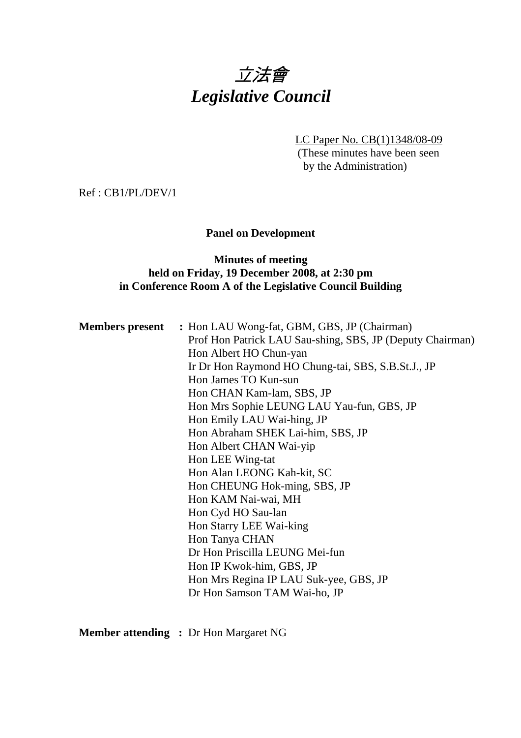# *立法會*
# *Legislative Council*

LC Paper No. CB(1)1348/08-09
(These minutes have been seen by the Administration)

Ref : CB1/PL/DEV/1

**Panel on Development**

**Minutes of meeting held on Friday, 19 December 2008, at 2:30 pm in Conference Room A of the Legislative Council Building**

**Members present :** Hon LAU Wong-fat, GBM, GBS, JP (Chairman)
Prof Hon Patrick LAU Sau-shing, SBS, JP (Deputy Chairman)
Hon Albert HO Chun-yan
Ir Dr Hon Raymond HO Chung-tai, SBS, S.B.St.J., JP
Hon James TO Kun-sun
Hon CHAN Kam-lam, SBS, JP
Hon Mrs Sophie LEUNG LAU Yau-fun, GBS, JP
Hon Emily LAU Wai-hing, JP
Hon Abraham SHEK Lai-him, SBS, JP
Hon Albert CHAN Wai-yip
Hon LEE Wing-tat
Hon Alan LEONG Kah-kit, SC
Hon CHEUNG Hok-ming, SBS, JP
Hon KAM Nai-wai, MH
Hon Cyd HO Sau-lan
Hon Starry LEE Wai-king
Hon Tanya CHAN
Dr Hon Priscilla LEUNG Mei-fun
Hon IP Kwok-him, GBS, JP
Hon Mrs Regina IP LAU Suk-yee, GBS, JP
Dr Hon Samson TAM Wai-ho, JP

**Member attending :** Dr Hon Margaret NG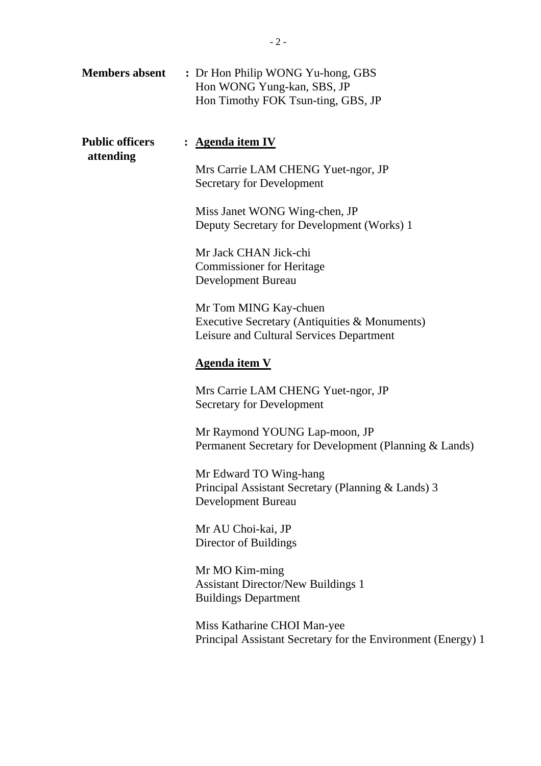**Members absent** : Dr Hon Philip WONG Yu-hong, GBS
Hon WONG Yung-kan, SBS, JP
Hon Timothy FOK Tsun-ting, GBS, JP

**Public officers attending** : **Agenda item IV**

Mrs Carrie LAM CHENG Yuet-ngor, JP
Secretary for Development

Miss Janet WONG Wing-chen, JP
Deputy Secretary for Development (Works) 1

Mr Jack CHAN Jick-chi
Commissioner for Heritage
Development Bureau

Mr Tom MING Kay-chuen
Executive Secretary (Antiquities & Monuments)
Leisure and Cultural Services Department

**Agenda item V**

Mrs Carrie LAM CHENG Yuet-ngor, JP
Secretary for Development

Mr Raymond YOUNG Lap-moon, JP
Permanent Secretary for Development (Planning & Lands)

Mr Edward TO Wing-hang
Principal Assistant Secretary (Planning & Lands) 3
Development Bureau

Mr AU Choi-kai, JP
Director of Buildings

Mr MO Kim-ming
Assistant Director/New Buildings 1
Buildings Department

Miss Katharine CHOI Man-yee
Principal Assistant Secretary for the Environment (Energy) 1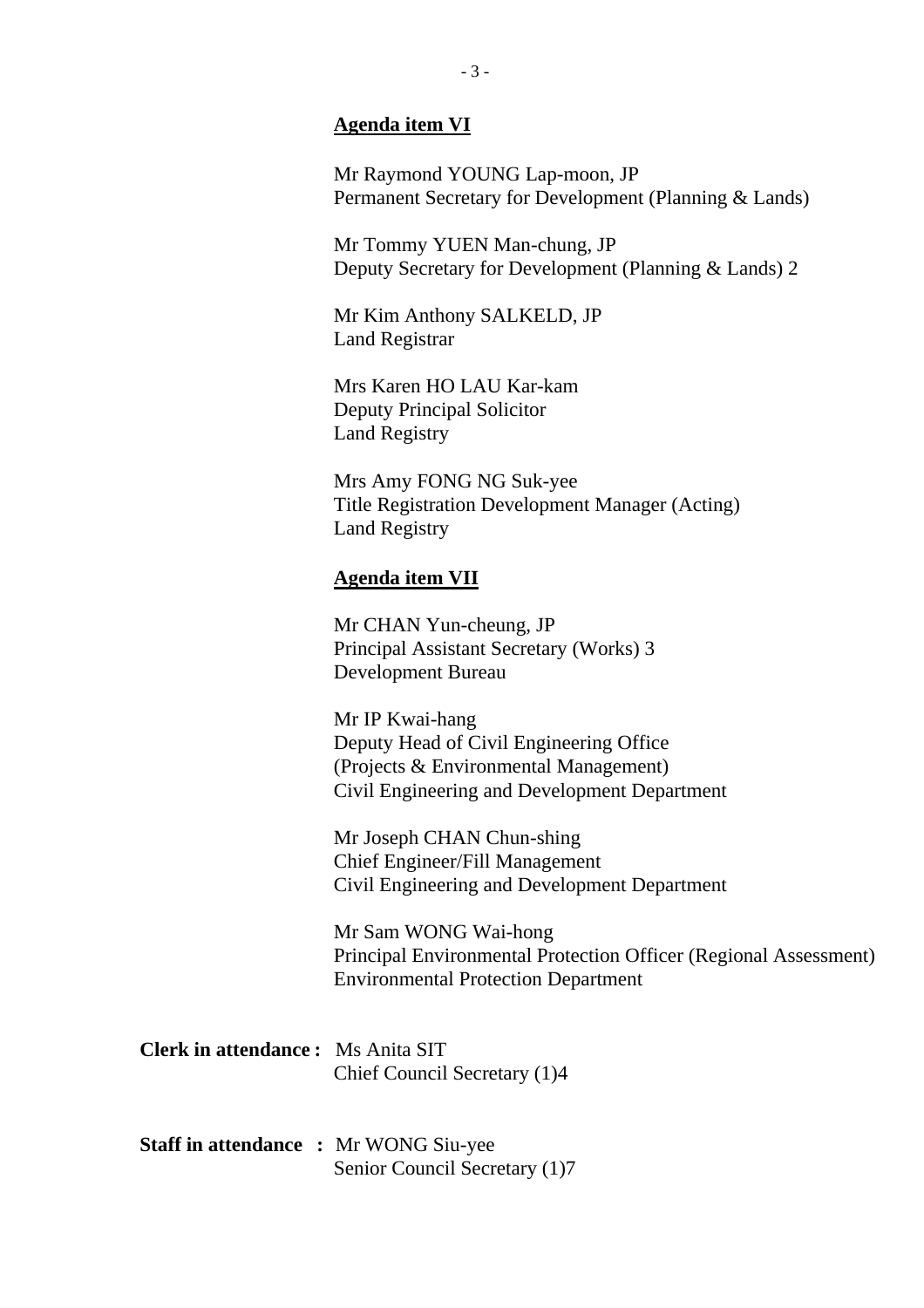**Agenda item VI**

Mr Raymond YOUNG Lap-moon, JP
Permanent Secretary for Development (Planning & Lands)

Mr Tommy YUEN Man-chung, JP
Deputy Secretary for Development (Planning & Lands) 2

Mr Kim Anthony SALKELD, JP
Land Registrar

Mrs Karen HO LAU Kar-kam
Deputy Principal Solicitor
Land Registry

Mrs Amy FONG NG Suk-yee
Title Registration Development Manager (Acting)
Land Registry

**Agenda item VII**

Mr CHAN Yun-cheung, JP
Principal Assistant Secretary (Works) 3
Development Bureau

Mr IP Kwai-hang
Deputy Head of Civil Engineering Office
(Projects & Environmental Management)
Civil Engineering and Development Department

Mr Joseph CHAN Chun-shing
Chief Engineer/Fill Management
Civil Engineering and Development Department

Mr Sam WONG Wai-hong
Principal Environmental Protection Officer (Regional Assessment)
Environmental Protection Department

**Clerk in attendance :** Ms Anita SIT
Chief Council Secretary (1)4

**Staff in attendance :** Mr WONG Siu-yee
Senior Council Secretary (1)7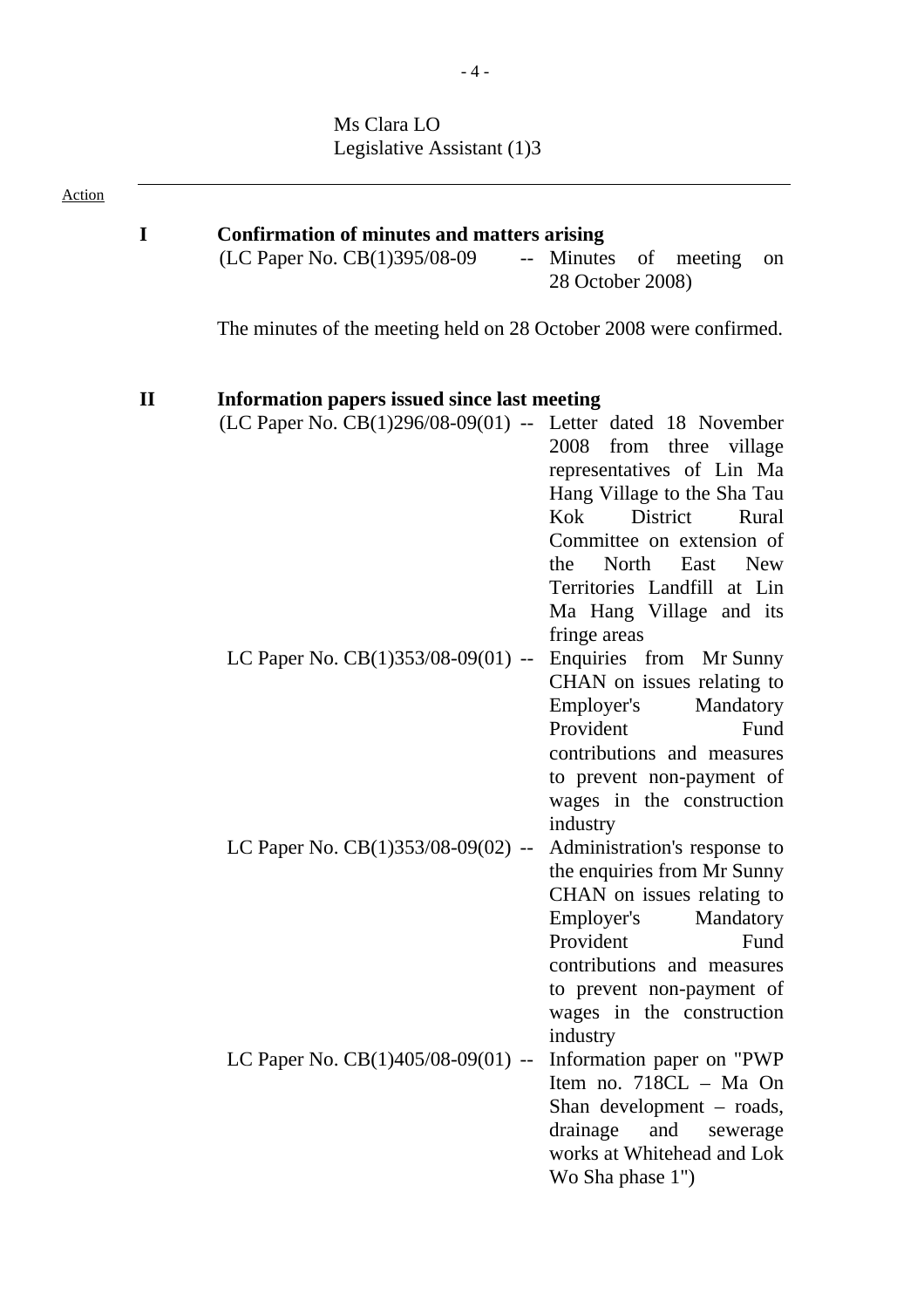Ms Clara LO
Legislative Assistant (1)3

Action

**I Confirmation of minutes and matters arising**

(LC Paper No. CB(1)395/08-09 -- Minutes of meeting on 28 October 2008)

The minutes of the meeting held on 28 October 2008 were confirmed.

**II Information papers issued since last meeting**

(LC Paper No. CB(1)296/08-09(01) -- Letter dated 18 November 2008 from three village representatives of Lin Ma Hang Village to the Sha Tau Kok District Rural Committee on extension of the North East New Territories Landfill at Lin Ma Hang Village and its fringe areas

LC Paper No. CB(1)353/08-09(01) -- Enquiries from Mr Sunny CHAN on issues relating to Employer's Mandatory Provident Fund contributions and measures to prevent non-payment of wages in the construction industry

LC Paper No. CB(1)353/08-09(02) -- Administration's response to the enquiries from Mr Sunny CHAN on issues relating to Employer's Mandatory Provident Fund contributions and measures to prevent non-payment of wages in the construction industry

LC Paper No. CB(1)405/08-09(01) -- Information paper on "PWP Item no. 718CL – Ma On Shan development – roads, drainage and sewerage works at Whitehead and Lok Wo Sha phase 1")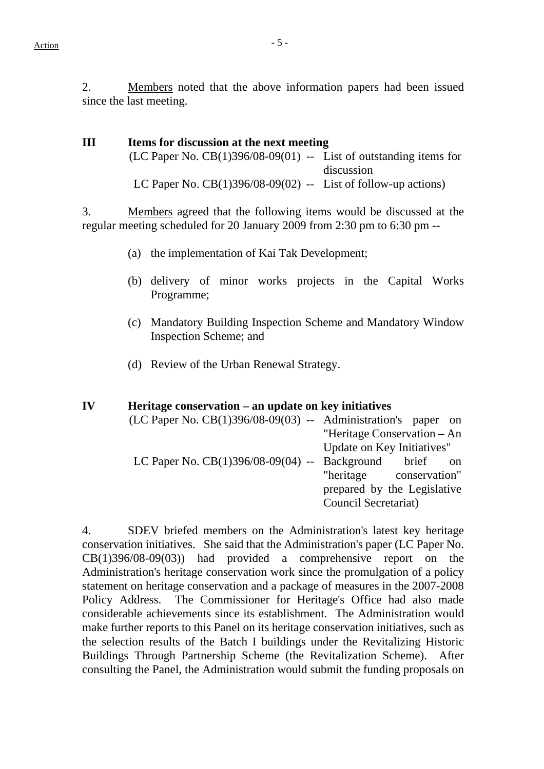2. Members noted that the above information papers had been issued since the last meeting.

**III Items for discussion at the next meeting**

(LC Paper No. CB(1)396/08-09(01) -- List of outstanding items for discussion

LC Paper No. CB(1)396/08-09(02) -- List of follow-up actions)

3. Members agreed that the following items would be discussed at the regular meeting scheduled for 20 January 2009 from 2:30 pm to 6:30 pm --

(a) the implementation of Kai Tak Development;

(b) delivery of minor works projects in the Capital Works Programme;

(c) Mandatory Building Inspection Scheme and Mandatory Window Inspection Scheme; and

(d) Review of the Urban Renewal Strategy.

**IV Heritage conservation – an update on key initiatives**

(LC Paper No. CB(1)396/08-09(03) -- Administration's paper on "Heritage Conservation – An Update on Key Initiatives"

LC Paper No. CB(1)396/08-09(04) -- Background brief on "heritage conservation" prepared by the Legislative Council Secretariat)

4. SDEV briefed members on the Administration's latest key heritage conservation initiatives. She said that the Administration's paper (LC Paper No. CB(1)396/08-09(03)) had provided a comprehensive report on the Administration's heritage conservation work since the promulgation of a policy statement on heritage conservation and a package of measures in the 2007-2008 Policy Address. The Commissioner for Heritage's Office had also made considerable achievements since its establishment. The Administration would make further reports to this Panel on its heritage conservation initiatives, such as the selection results of the Batch I buildings under the Revitalizing Historic Buildings Through Partnership Scheme (the Revitalization Scheme). After consulting the Panel, the Administration would submit the funding proposals on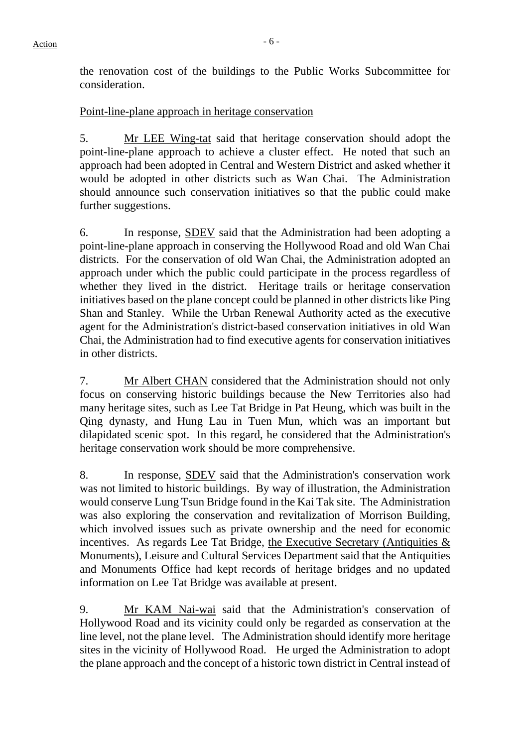the renovation cost of the buildings to the Public Works Subcommittee for consideration.

Point-line-plane approach in heritage conservation

5. Mr LEE Wing-tat said that heritage conservation should adopt the point-line-plane approach to achieve a cluster effect. He noted that such an approach had been adopted in Central and Western District and asked whether it would be adopted in other districts such as Wan Chai. The Administration should announce such conservation initiatives so that the public could make further suggestions.

6. In response, SDEV said that the Administration had been adopting a point-line-plane approach in conserving the Hollywood Road and old Wan Chai districts. For the conservation of old Wan Chai, the Administration adopted an approach under which the public could participate in the process regardless of whether they lived in the district. Heritage trails or heritage conservation initiatives based on the plane concept could be planned in other districts like Ping Shan and Stanley. While the Urban Renewal Authority acted as the executive agent for the Administration's district-based conservation initiatives in old Wan Chai, the Administration had to find executive agents for conservation initiatives in other districts.

7. Mr Albert CHAN considered that the Administration should not only focus on conserving historic buildings because the New Territories also had many heritage sites, such as Lee Tat Bridge in Pat Heung, which was built in the Qing dynasty, and Hung Lau in Tuen Mun, which was an important but dilapidated scenic spot. In this regard, he considered that the Administration's heritage conservation work should be more comprehensive.

8. In response, SDEV said that the Administration's conservation work was not limited to historic buildings. By way of illustration, the Administration would conserve Lung Tsun Bridge found in the Kai Tak site. The Administration was also exploring the conservation and revitalization of Morrison Building, which involved issues such as private ownership and the need for economic incentives. As regards Lee Tat Bridge, the Executive Secretary (Antiquities & Monuments), Leisure and Cultural Services Department said that the Antiquities and Monuments Office had kept records of heritage bridges and no updated information on Lee Tat Bridge was available at present.

9. Mr KAM Nai-wai said that the Administration's conservation of Hollywood Road and its vicinity could only be regarded as conservation at the line level, not the plane level. The Administration should identify more heritage sites in the vicinity of Hollywood Road. He urged the Administration to adopt the plane approach and the concept of a historic town district in Central instead of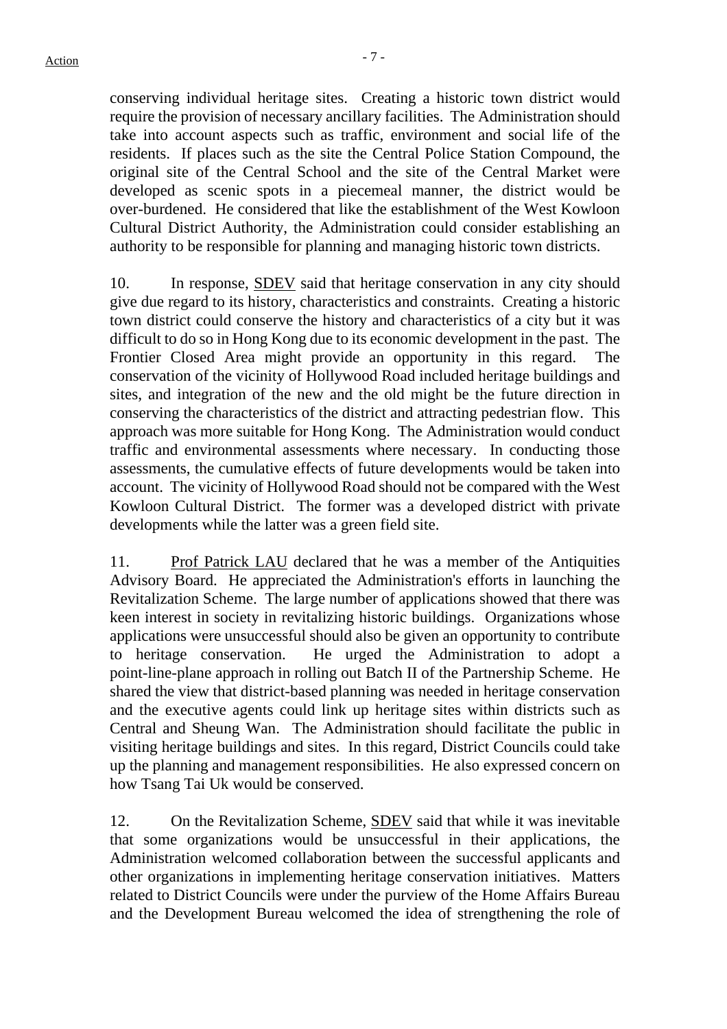conserving individual heritage sites. Creating a historic town district would require the provision of necessary ancillary facilities. The Administration should take into account aspects such as traffic, environment and social life of the residents. If places such as the site the Central Police Station Compound, the original site of the Central School and the site of the Central Market were developed as scenic spots in a piecemeal manner, the district would be over-burdened. He considered that like the establishment of the West Kowloon Cultural District Authority, the Administration could consider establishing an authority to be responsible for planning and managing historic town districts.

10. In response, SDEV said that heritage conservation in any city should give due regard to its history, characteristics and constraints. Creating a historic town district could conserve the history and characteristics of a city but it was difficult to do so in Hong Kong due to its economic development in the past. The Frontier Closed Area might provide an opportunity in this regard. The conservation of the vicinity of Hollywood Road included heritage buildings and sites, and integration of the new and the old might be the future direction in conserving the characteristics of the district and attracting pedestrian flow. This approach was more suitable for Hong Kong. The Administration would conduct traffic and environmental assessments where necessary. In conducting those assessments, the cumulative effects of future developments would be taken into account. The vicinity of Hollywood Road should not be compared with the West Kowloon Cultural District. The former was a developed district with private developments while the latter was a green field site.

11. Prof Patrick LAU declared that he was a member of the Antiquities Advisory Board. He appreciated the Administration's efforts in launching the Revitalization Scheme. The large number of applications showed that there was keen interest in society in revitalizing historic buildings. Organizations whose applications were unsuccessful should also be given an opportunity to contribute to heritage conservation. He urged the Administration to adopt a point-line-plane approach in rolling out Batch II of the Partnership Scheme. He shared the view that district-based planning was needed in heritage conservation and the executive agents could link up heritage sites within districts such as Central and Sheung Wan. The Administration should facilitate the public in visiting heritage buildings and sites. In this regard, District Councils could take up the planning and management responsibilities. He also expressed concern on how Tsang Tai Uk would be conserved.

12. On the Revitalization Scheme, SDEV said that while it was inevitable that some organizations would be unsuccessful in their applications, the Administration welcomed collaboration between the successful applicants and other organizations in implementing heritage conservation initiatives. Matters related to District Councils were under the purview of the Home Affairs Bureau and the Development Bureau welcomed the idea of strengthening the role of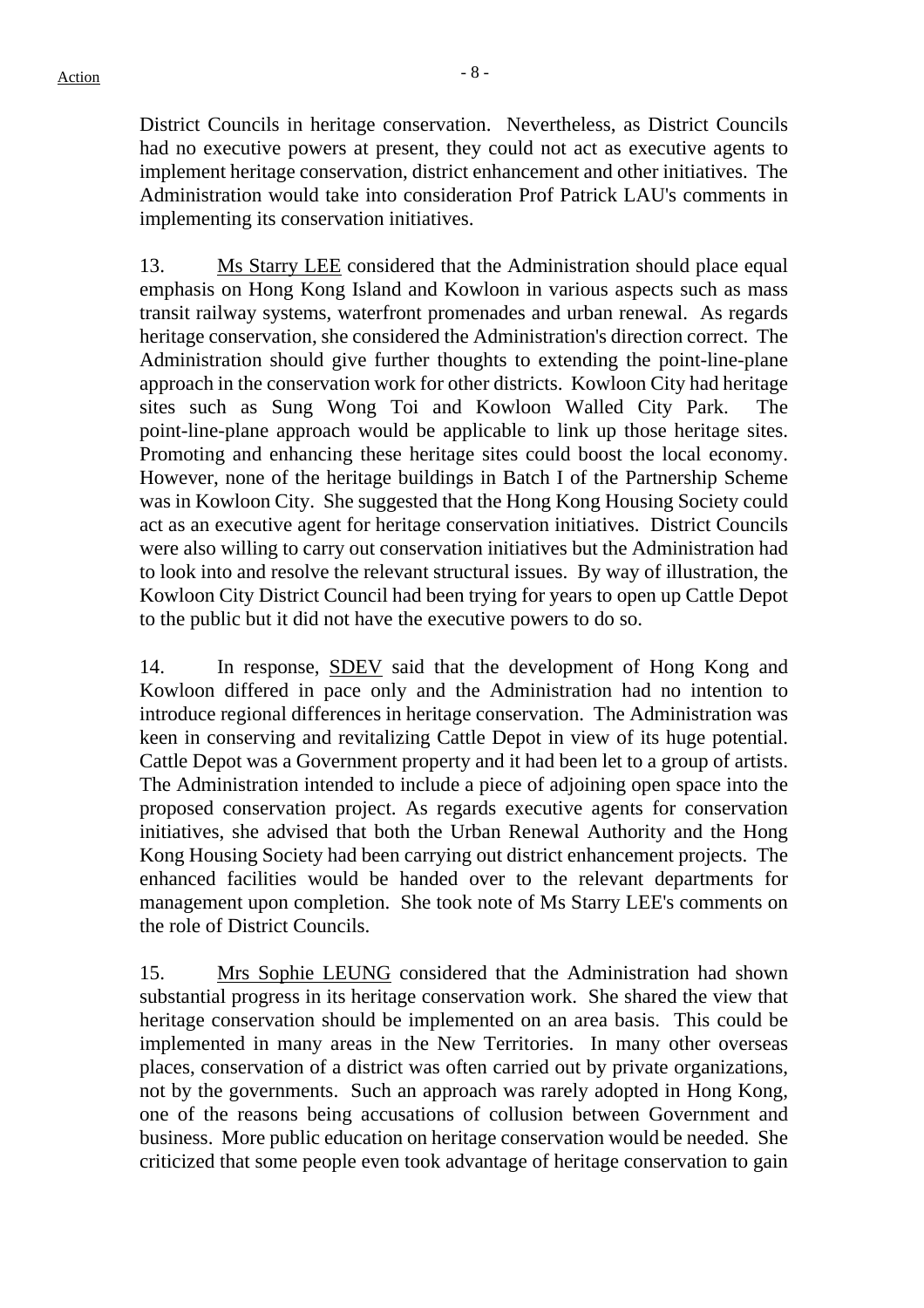District Councils in heritage conservation. Nevertheless, as District Councils had no executive powers at present, they could not act as executive agents to implement heritage conservation, district enhancement and other initiatives. The Administration would take into consideration Prof Patrick LAU's comments in implementing its conservation initiatives.

13. Ms Starry LEE considered that the Administration should place equal emphasis on Hong Kong Island and Kowloon in various aspects such as mass transit railway systems, waterfront promenades and urban renewal. As regards heritage conservation, she considered the Administration's direction correct. The Administration should give further thoughts to extending the point-line-plane approach in the conservation work for other districts. Kowloon City had heritage sites such as Sung Wong Toi and Kowloon Walled City Park. The point-line-plane approach would be applicable to link up those heritage sites. Promoting and enhancing these heritage sites could boost the local economy. However, none of the heritage buildings in Batch I of the Partnership Scheme was in Kowloon City. She suggested that the Hong Kong Housing Society could act as an executive agent for heritage conservation initiatives. District Councils were also willing to carry out conservation initiatives but the Administration had to look into and resolve the relevant structural issues. By way of illustration, the Kowloon City District Council had been trying for years to open up Cattle Depot to the public but it did not have the executive powers to do so.

14. In response, SDEV said that the development of Hong Kong and Kowloon differed in pace only and the Administration had no intention to introduce regional differences in heritage conservation. The Administration was keen in conserving and revitalizing Cattle Depot in view of its huge potential. Cattle Depot was a Government property and it had been let to a group of artists. The Administration intended to include a piece of adjoining open space into the proposed conservation project. As regards executive agents for conservation initiatives, she advised that both the Urban Renewal Authority and the Hong Kong Housing Society had been carrying out district enhancement projects. The enhanced facilities would be handed over to the relevant departments for management upon completion. She took note of Ms Starry LEE's comments on the role of District Councils.

15. Mrs Sophie LEUNG considered that the Administration had shown substantial progress in its heritage conservation work. She shared the view that heritage conservation should be implemented on an area basis. This could be implemented in many areas in the New Territories. In many other overseas places, conservation of a district was often carried out by private organizations, not by the governments. Such an approach was rarely adopted in Hong Kong, one of the reasons being accusations of collusion between Government and business. More public education on heritage conservation would be needed. She criticized that some people even took advantage of heritage conservation to gain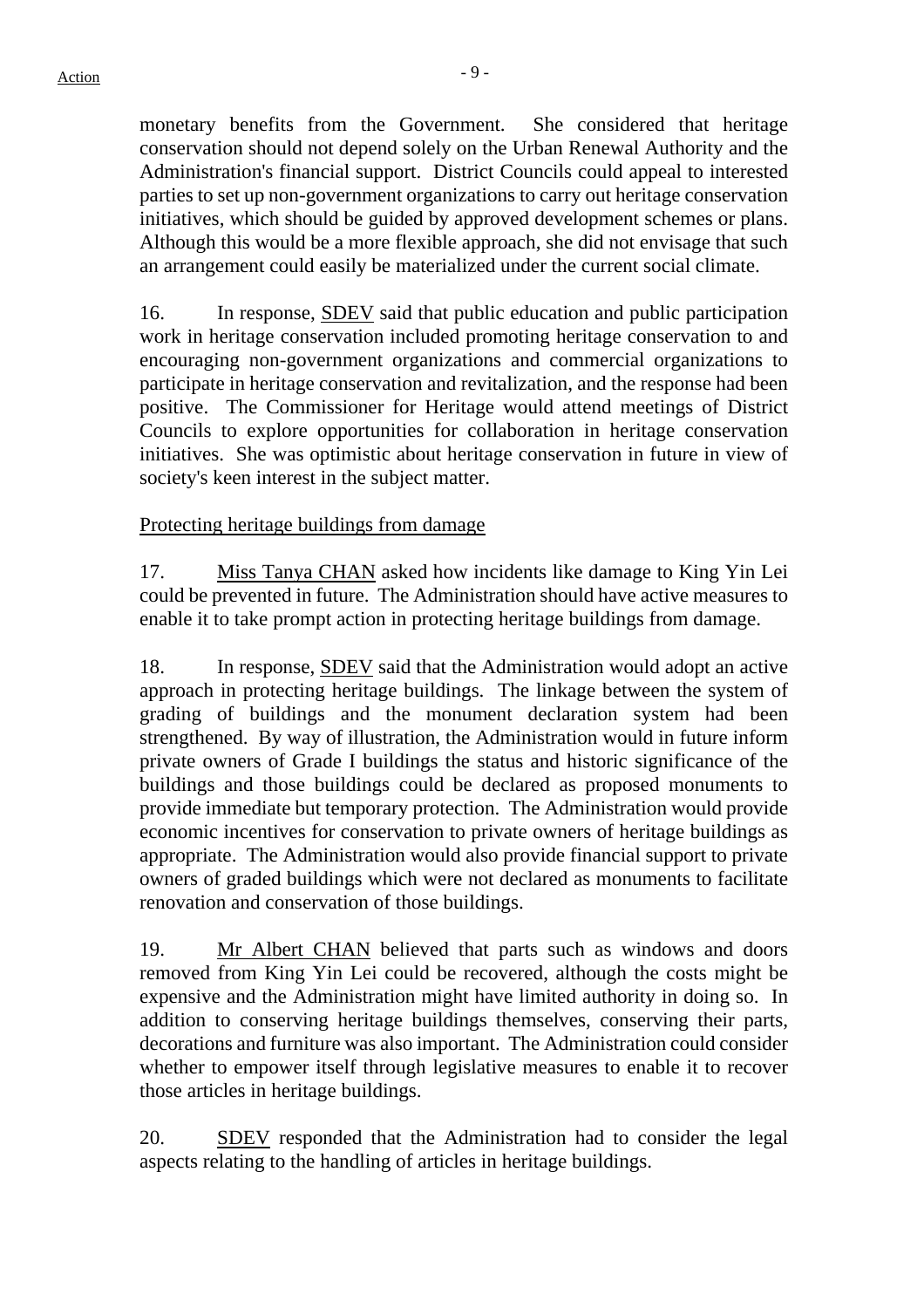monetary benefits from the Government. She considered that heritage conservation should not depend solely on the Urban Renewal Authority and the Administration's financial support. District Councils could appeal to interested parties to set up non-government organizations to carry out heritage conservation initiatives, which should be guided by approved development schemes or plans. Although this would be a more flexible approach, she did not envisage that such an arrangement could easily be materialized under the current social climate.

16. In response, SDEV said that public education and public participation work in heritage conservation included promoting heritage conservation to and encouraging non-government organizations and commercial organizations to participate in heritage conservation and revitalization, and the response had been positive. The Commissioner for Heritage would attend meetings of District Councils to explore opportunities for collaboration in heritage conservation initiatives. She was optimistic about heritage conservation in future in view of society's keen interest in the subject matter.

Protecting heritage buildings from damage

17. Miss Tanya CHAN asked how incidents like damage to King Yin Lei could be prevented in future. The Administration should have active measures to enable it to take prompt action in protecting heritage buildings from damage.

18. In response, SDEV said that the Administration would adopt an active approach in protecting heritage buildings. The linkage between the system of grading of buildings and the monument declaration system had been strengthened. By way of illustration, the Administration would in future inform private owners of Grade I buildings the status and historic significance of the buildings and those buildings could be declared as proposed monuments to provide immediate but temporary protection. The Administration would provide economic incentives for conservation to private owners of heritage buildings as appropriate. The Administration would also provide financial support to private owners of graded buildings which were not declared as monuments to facilitate renovation and conservation of those buildings.

19. Mr Albert CHAN believed that parts such as windows and doors removed from King Yin Lei could be recovered, although the costs might be expensive and the Administration might have limited authority in doing so. In addition to conserving heritage buildings themselves, conserving their parts, decorations and furniture was also important. The Administration could consider whether to empower itself through legislative measures to enable it to recover those articles in heritage buildings.

20. SDEV responded that the Administration had to consider the legal aspects relating to the handling of articles in heritage buildings.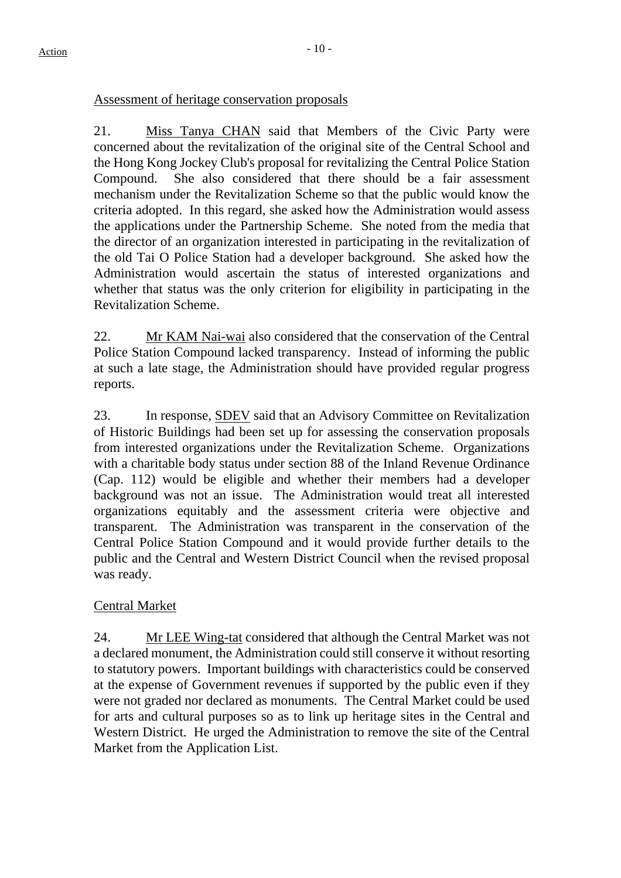Action

Assessment of heritage conservation proposals

21. Miss Tanya CHAN said that Members of the Civic Party were concerned about the revitalization of the original site of the Central School and the Hong Kong Jockey Club's proposal for revitalizing the Central Police Station Compound. She also considered that there should be a fair assessment mechanism under the Revitalization Scheme so that the public would know the criteria adopted. In this regard, she asked how the Administration would assess the applications under the Partnership Scheme. She noted from the media that the director of an organization interested in participating in the revitalization of the old Tai O Police Station had a developer background. She asked how the Administration would ascertain the status of interested organizations and whether that status was the only criterion for eligibility in participating in the Revitalization Scheme.

22. Mr KAM Nai-wai also considered that the conservation of the Central Police Station Compound lacked transparency. Instead of informing the public at such a late stage, the Administration should have provided regular progress reports.

23. In response, SDEV said that an Advisory Committee on Revitalization of Historic Buildings had been set up for assessing the conservation proposals from interested organizations under the Revitalization Scheme. Organizations with a charitable body status under section 88 of the Inland Revenue Ordinance (Cap. 112) would be eligible and whether their members had a developer background was not an issue. The Administration would treat all interested organizations equitably and the assessment criteria were objective and transparent. The Administration was transparent in the conservation of the Central Police Station Compound and it would provide further details to the public and the Central and Western District Council when the revised proposal was ready.

Central Market

24. Mr LEE Wing-tat considered that although the Central Market was not a declared monument, the Administration could still conserve it without resorting to statutory powers. Important buildings with characteristics could be conserved at the expense of Government revenues if supported by the public even if they were not graded nor declared as monuments. The Central Market could be used for arts and cultural purposes so as to link up heritage sites in the Central and Western District. He urged the Administration to remove the site of the Central Market from the Application List.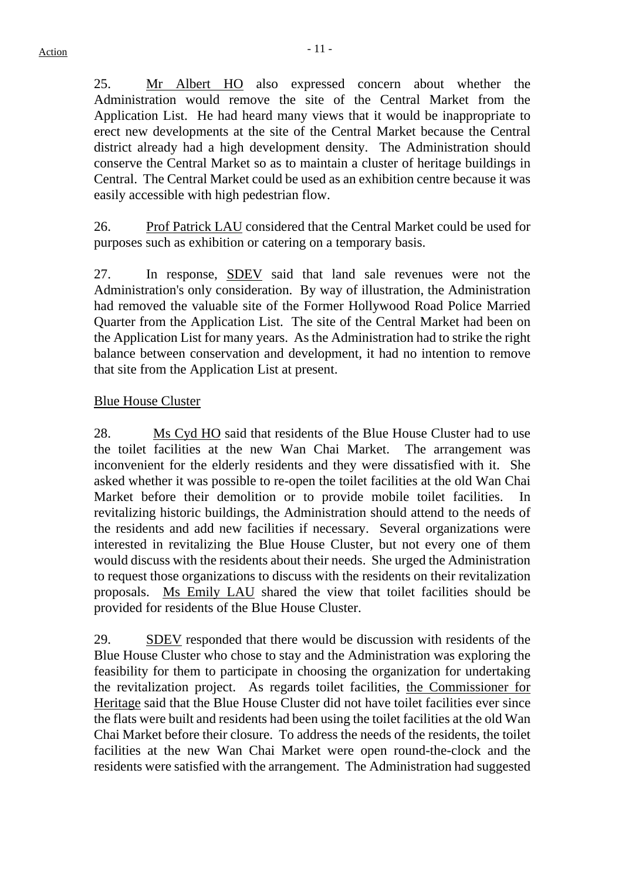25. Mr Albert HO also expressed concern about whether the Administration would remove the site of the Central Market from the Application List. He had heard many views that it would be inappropriate to erect new developments at the site of the Central Market because the Central district already had a high development density. The Administration should conserve the Central Market so as to maintain a cluster of heritage buildings in Central. The Central Market could be used as an exhibition centre because it was easily accessible with high pedestrian flow.

26. Prof Patrick LAU considered that the Central Market could be used for purposes such as exhibition or catering on a temporary basis.

27. In response, SDEV said that land sale revenues were not the Administration's only consideration. By way of illustration, the Administration had removed the valuable site of the Former Hollywood Road Police Married Quarter from the Application List. The site of the Central Market had been on the Application List for many years. As the Administration had to strike the right balance between conservation and development, it had no intention to remove that site from the Application List at present.

Blue House Cluster

28. Ms Cyd HO said that residents of the Blue House Cluster had to use the toilet facilities at the new Wan Chai Market. The arrangement was inconvenient for the elderly residents and they were dissatisfied with it. She asked whether it was possible to re-open the toilet facilities at the old Wan Chai Market before their demolition or to provide mobile toilet facilities. In revitalizing historic buildings, the Administration should attend to the needs of the residents and add new facilities if necessary. Several organizations were interested in revitalizing the Blue House Cluster, but not every one of them would discuss with the residents about their needs. She urged the Administration to request those organizations to discuss with the residents on their revitalization proposals. Ms Emily LAU shared the view that toilet facilities should be provided for residents of the Blue House Cluster.

29. SDEV responded that there would be discussion with residents of the Blue House Cluster who chose to stay and the Administration was exploring the feasibility for them to participate in choosing the organization for undertaking the revitalization project. As regards toilet facilities, the Commissioner for Heritage said that the Blue House Cluster did not have toilet facilities ever since the flats were built and residents had been using the toilet facilities at the old Wan Chai Market before their closure. To address the needs of the residents, the toilet facilities at the new Wan Chai Market were open round-the-clock and the residents were satisfied with the arrangement. The Administration had suggested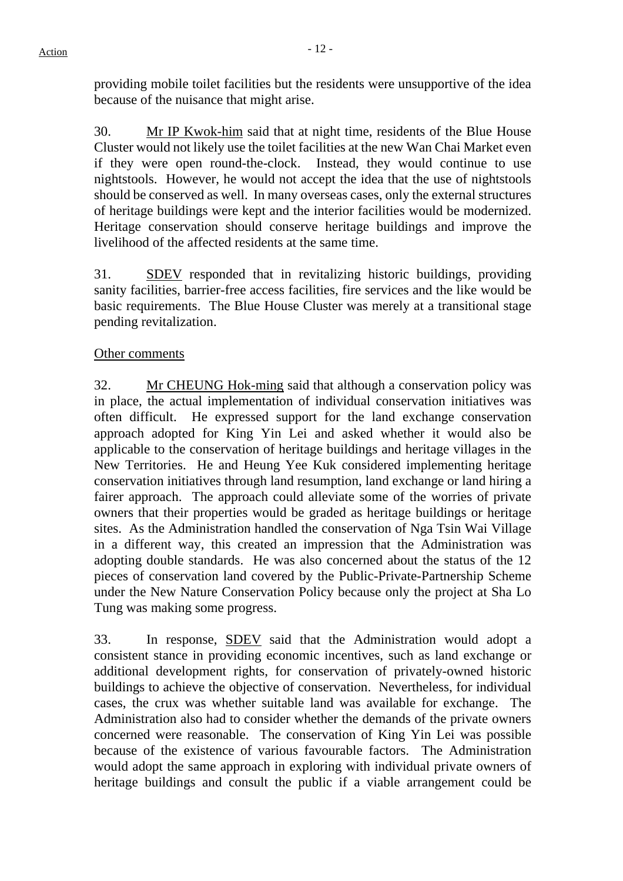providing mobile toilet facilities but the residents were unsupportive of the idea because of the nuisance that might arise.

30. Mr IP Kwok-him said that at night time, residents of the Blue House Cluster would not likely use the toilet facilities at the new Wan Chai Market even if they were open round-the-clock. Instead, they would continue to use nightstools. However, he would not accept the idea that the use of nightstools should be conserved as well. In many overseas cases, only the external structures of heritage buildings were kept and the interior facilities would be modernized. Heritage conservation should conserve heritage buildings and improve the livelihood of the affected residents at the same time.

31. SDEV responded that in revitalizing historic buildings, providing sanity facilities, barrier-free access facilities, fire services and the like would be basic requirements. The Blue House Cluster was merely at a transitional stage pending revitalization.

Other comments

32. Mr CHEUNG Hok-ming said that although a conservation policy was in place, the actual implementation of individual conservation initiatives was often difficult. He expressed support for the land exchange conservation approach adopted for King Yin Lei and asked whether it would also be applicable to the conservation of heritage buildings and heritage villages in the New Territories. He and Heung Yee Kuk considered implementing heritage conservation initiatives through land resumption, land exchange or land hiring a fairer approach. The approach could alleviate some of the worries of private owners that their properties would be graded as heritage buildings or heritage sites. As the Administration handled the conservation of Nga Tsin Wai Village in a different way, this created an impression that the Administration was adopting double standards. He was also concerned about the status of the 12 pieces of conservation land covered by the Public-Private-Partnership Scheme under the New Nature Conservation Policy because only the project at Sha Lo Tung was making some progress.

33. In response, SDEV said that the Administration would adopt a consistent stance in providing economic incentives, such as land exchange or additional development rights, for conservation of privately-owned historic buildings to achieve the objective of conservation. Nevertheless, for individual cases, the crux was whether suitable land was available for exchange. The Administration also had to consider whether the demands of the private owners concerned were reasonable. The conservation of King Yin Lei was possible because of the existence of various favourable factors. The Administration would adopt the same approach in exploring with individual private owners of heritage buildings and consult the public if a viable arrangement could be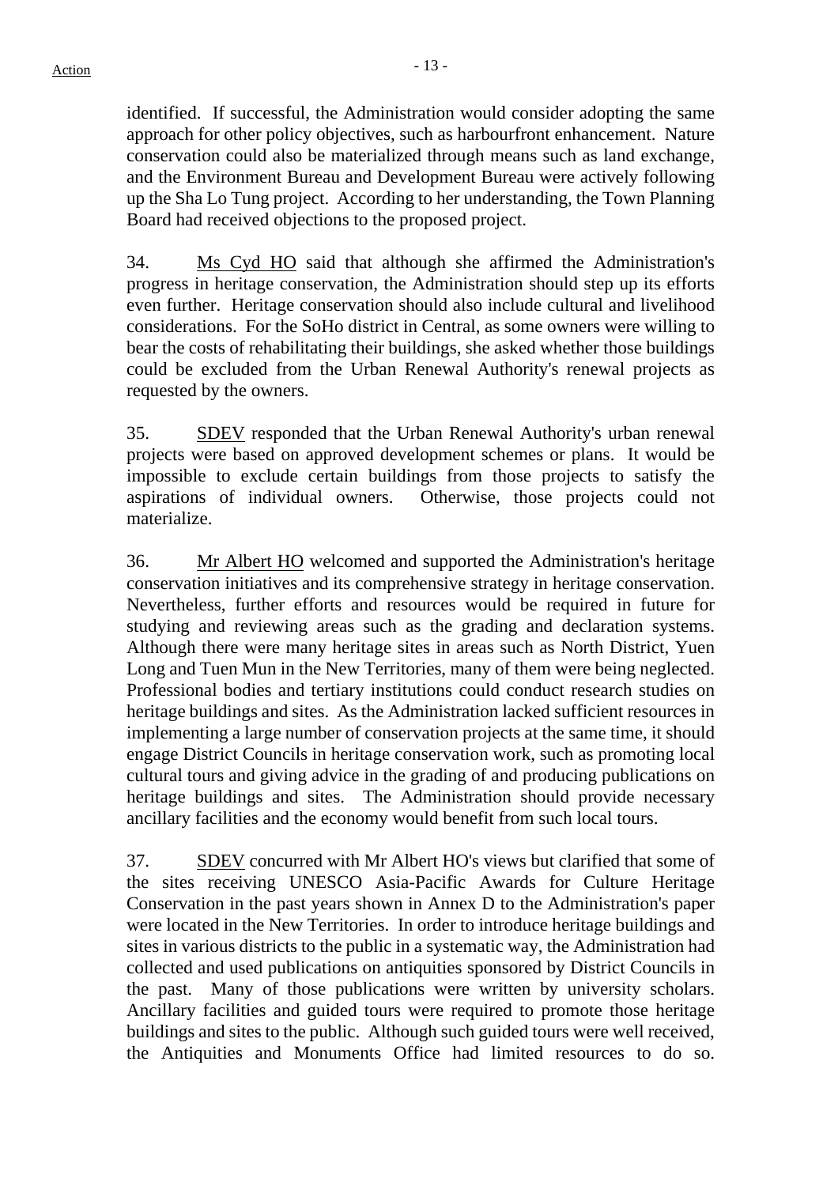identified. If successful, the Administration would consider adopting the same approach for other policy objectives, such as harbourfront enhancement. Nature conservation could also be materialized through means such as land exchange, and the Environment Bureau and Development Bureau were actively following up the Sha Lo Tung project. According to her understanding, the Town Planning Board had received objections to the proposed project.

34. Ms Cyd HO said that although she affirmed the Administration's progress in heritage conservation, the Administration should step up its efforts even further. Heritage conservation should also include cultural and livelihood considerations. For the SoHo district in Central, as some owners were willing to bear the costs of rehabilitating their buildings, she asked whether those buildings could be excluded from the Urban Renewal Authority's renewal projects as requested by the owners.

35. SDEV responded that the Urban Renewal Authority's urban renewal projects were based on approved development schemes or plans. It would be impossible to exclude certain buildings from those projects to satisfy the aspirations of individual owners. Otherwise, those projects could not materialize.

36. Mr Albert HO welcomed and supported the Administration's heritage conservation initiatives and its comprehensive strategy in heritage conservation. Nevertheless, further efforts and resources would be required in future for studying and reviewing areas such as the grading and declaration systems. Although there were many heritage sites in areas such as North District, Yuen Long and Tuen Mun in the New Territories, many of them were being neglected. Professional bodies and tertiary institutions could conduct research studies on heritage buildings and sites. As the Administration lacked sufficient resources in implementing a large number of conservation projects at the same time, it should engage District Councils in heritage conservation work, such as promoting local cultural tours and giving advice in the grading of and producing publications on heritage buildings and sites. The Administration should provide necessary ancillary facilities and the economy would benefit from such local tours.

37. SDEV concurred with Mr Albert HO's views but clarified that some of the sites receiving UNESCO Asia-Pacific Awards for Culture Heritage Conservation in the past years shown in Annex D to the Administration's paper were located in the New Territories. In order to introduce heritage buildings and sites in various districts to the public in a systematic way, the Administration had collected and used publications on antiquities sponsored by District Councils in the past. Many of those publications were written by university scholars. Ancillary facilities and guided tours were required to promote those heritage buildings and sites to the public. Although such guided tours were well received, the Antiquities and Monuments Office had limited resources to do so.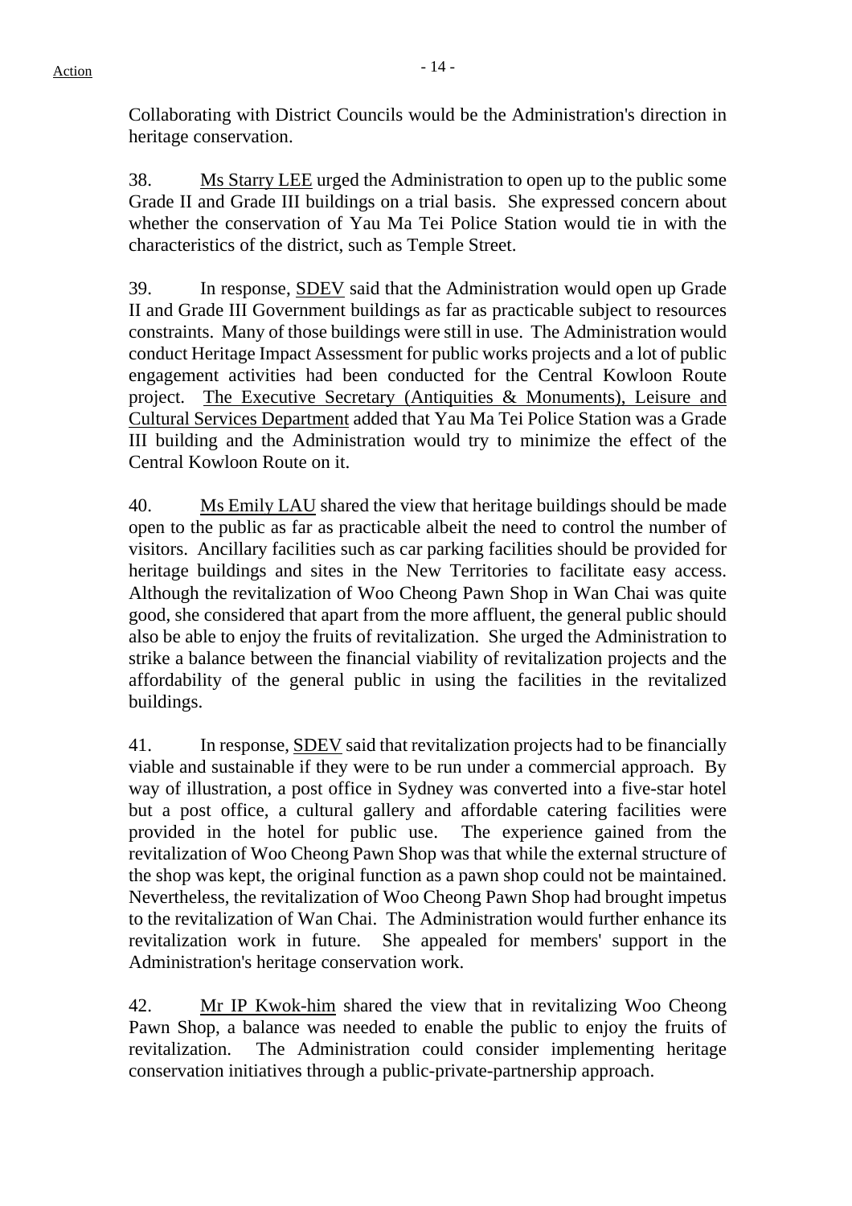Collaborating with District Councils would be the Administration's direction in heritage conservation.

38. Ms Starry LEE urged the Administration to open up to the public some Grade II and Grade III buildings on a trial basis. She expressed concern about whether the conservation of Yau Ma Tei Police Station would tie in with the characteristics of the district, such as Temple Street.

39. In response, SDEV said that the Administration would open up Grade II and Grade III Government buildings as far as practicable subject to resources constraints. Many of those buildings were still in use. The Administration would conduct Heritage Impact Assessment for public works projects and a lot of public engagement activities had been conducted for the Central Kowloon Route project. The Executive Secretary (Antiquities & Monuments), Leisure and Cultural Services Department added that Yau Ma Tei Police Station was a Grade III building and the Administration would try to minimize the effect of the Central Kowloon Route on it.

40. Ms Emily LAU shared the view that heritage buildings should be made open to the public as far as practicable albeit the need to control the number of visitors. Ancillary facilities such as car parking facilities should be provided for heritage buildings and sites in the New Territories to facilitate easy access. Although the revitalization of Woo Cheong Pawn Shop in Wan Chai was quite good, she considered that apart from the more affluent, the general public should also be able to enjoy the fruits of revitalization. She urged the Administration to strike a balance between the financial viability of revitalization projects and the affordability of the general public in using the facilities in the revitalized buildings.

41. In response, SDEV said that revitalization projects had to be financially viable and sustainable if they were to be run under a commercial approach. By way of illustration, a post office in Sydney was converted into a five-star hotel but a post office, a cultural gallery and affordable catering facilities were provided in the hotel for public use. The experience gained from the revitalization of Woo Cheong Pawn Shop was that while the external structure of the shop was kept, the original function as a pawn shop could not be maintained. Nevertheless, the revitalization of Woo Cheong Pawn Shop had brought impetus to the revitalization of Wan Chai. The Administration would further enhance its revitalization work in future. She appealed for members' support in the Administration's heritage conservation work.

42. Mr IP Kwok-him shared the view that in revitalizing Woo Cheong Pawn Shop, a balance was needed to enable the public to enjoy the fruits of revitalization. The Administration could consider implementing heritage conservation initiatives through a public-private-partnership approach.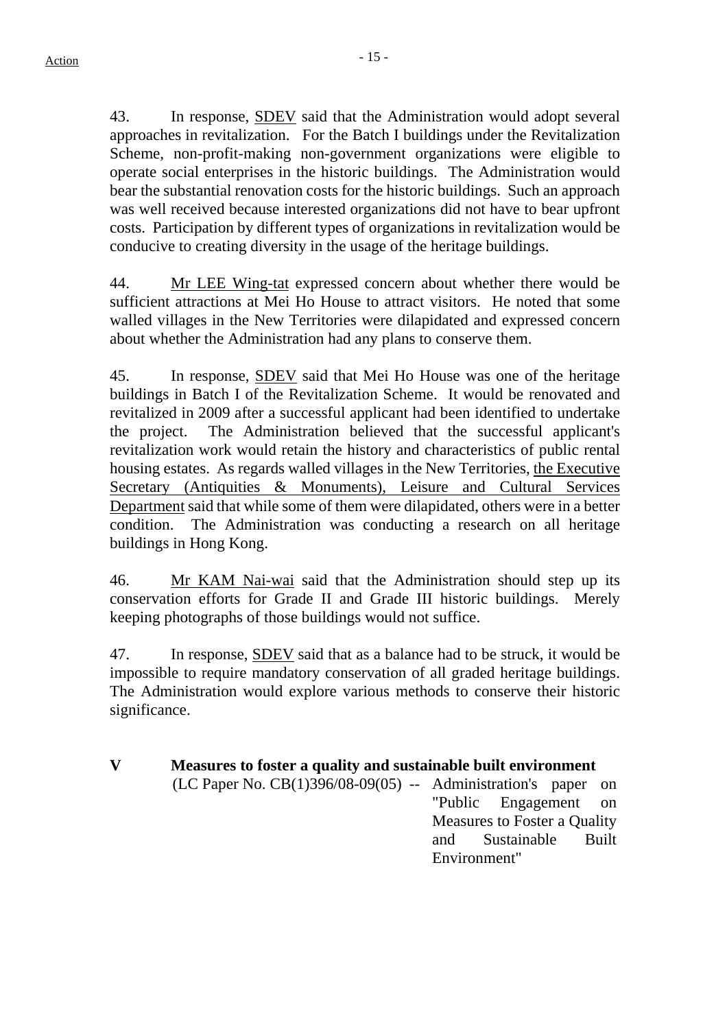43. In response, SDEV said that the Administration would adopt several approaches in revitalization. For the Batch I buildings under the Revitalization Scheme, non-profit-making non-government organizations were eligible to operate social enterprises in the historic buildings. The Administration would bear the substantial renovation costs for the historic buildings. Such an approach was well received because interested organizations did not have to bear upfront costs. Participation by different types of organizations in revitalization would be conducive to creating diversity in the usage of the heritage buildings.

44. Mr LEE Wing-tat expressed concern about whether there would be sufficient attractions at Mei Ho House to attract visitors. He noted that some walled villages in the New Territories were dilapidated and expressed concern about whether the Administration had any plans to conserve them.

45. In response, SDEV said that Mei Ho House was one of the heritage buildings in Batch I of the Revitalization Scheme. It would be renovated and revitalized in 2009 after a successful applicant had been identified to undertake the project. The Administration believed that the successful applicant's revitalization work would retain the history and characteristics of public rental housing estates. As regards walled villages in the New Territories, the Executive Secretary (Antiquities & Monuments), Leisure and Cultural Services Department said that while some of them were dilapidated, others were in a better condition. The Administration was conducting a research on all heritage buildings in Hong Kong.

46. Mr KAM Nai-wai said that the Administration should step up its conservation efforts for Grade II and Grade III historic buildings. Merely keeping photographs of those buildings would not suffice.

47. In response, SDEV said that as a balance had to be struck, it would be impossible to require mandatory conservation of all graded heritage buildings. The Administration would explore various methods to conserve their historic significance.

## V Measures to foster a quality and sustainable built environment

(LC Paper No. CB(1)396/08-09(05) -- Administration's paper on "Public Engagement on Measures to Foster a Quality and Sustainable Built Environment"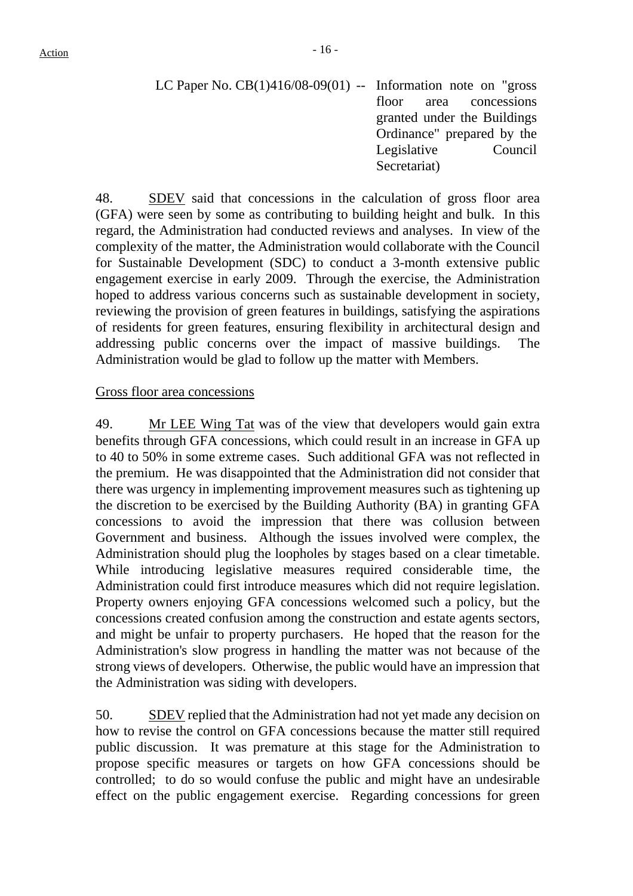LC Paper No. CB(1)416/08-09(01) -- Information note on "gross floor area concessions granted under the Buildings Ordinance" prepared by the Legislative Council Secretariat)

48. SDEV said that concessions in the calculation of gross floor area (GFA) were seen by some as contributing to building height and bulk. In this regard, the Administration had conducted reviews and analyses. In view of the complexity of the matter, the Administration would collaborate with the Council for Sustainable Development (SDC) to conduct a 3-month extensive public engagement exercise in early 2009. Through the exercise, the Administration hoped to address various concerns such as sustainable development in society, reviewing the provision of green features in buildings, satisfying the aspirations of residents for green features, ensuring flexibility in architectural design and addressing public concerns over the impact of massive buildings. The Administration would be glad to follow up the matter with Members.

Gross floor area concessions

49. Mr LEE Wing Tat was of the view that developers would gain extra benefits through GFA concessions, which could result in an increase in GFA up to 40 to 50% in some extreme cases. Such additional GFA was not reflected in the premium. He was disappointed that the Administration did not consider that there was urgency in implementing improvement measures such as tightening up the discretion to be exercised by the Building Authority (BA) in granting GFA concessions to avoid the impression that there was collusion between Government and business. Although the issues involved were complex, the Administration should plug the loopholes by stages based on a clear timetable. While introducing legislative measures required considerable time, the Administration could first introduce measures which did not require legislation. Property owners enjoying GFA concessions welcomed such a policy, but the concessions created confusion among the construction and estate agents sectors, and might be unfair to property purchasers. He hoped that the reason for the Administration's slow progress in handling the matter was not because of the strong views of developers. Otherwise, the public would have an impression that the Administration was siding with developers.

50. SDEV replied that the Administration had not yet made any decision on how to revise the control on GFA concessions because the matter still required public discussion. It was premature at this stage for the Administration to propose specific measures or targets on how GFA concessions should be controlled; to do so would confuse the public and might have an undesirable effect on the public engagement exercise. Regarding concessions for green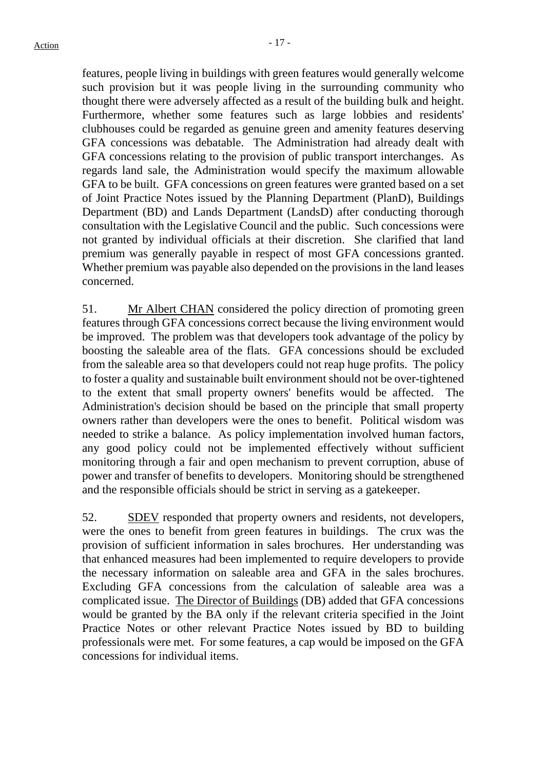features, people living in buildings with green features would generally welcome such provision but it was people living in the surrounding community who thought there were adversely affected as a result of the building bulk and height. Furthermore, whether some features such as large lobbies and residents' clubhouses could be regarded as genuine green and amenity features deserving GFA concessions was debatable. The Administration had already dealt with GFA concessions relating to the provision of public transport interchanges. As regards land sale, the Administration would specify the maximum allowable GFA to be built. GFA concessions on green features were granted based on a set of Joint Practice Notes issued by the Planning Department (PlanD), Buildings Department (BD) and Lands Department (LandsD) after conducting thorough consultation with the Legislative Council and the public. Such concessions were not granted by individual officials at their discretion. She clarified that land premium was generally payable in respect of most GFA concessions granted. Whether premium was payable also depended on the provisions in the land leases concerned.

51. Mr Albert CHAN considered the policy direction of promoting green features through GFA concessions correct because the living environment would be improved. The problem was that developers took advantage of the policy by boosting the saleable area of the flats. GFA concessions should be excluded from the saleable area so that developers could not reap huge profits. The policy to foster a quality and sustainable built environment should not be over-tightened to the extent that small property owners' benefits would be affected. The Administration's decision should be based on the principle that small property owners rather than developers were the ones to benefit. Political wisdom was needed to strike a balance. As policy implementation involved human factors, any good policy could not be implemented effectively without sufficient monitoring through a fair and open mechanism to prevent corruption, abuse of power and transfer of benefits to developers. Monitoring should be strengthened and the responsible officials should be strict in serving as a gatekeeper.

52. SDEV responded that property owners and residents, not developers, were the ones to benefit from green features in buildings. The crux was the provision of sufficient information in sales brochures. Her understanding was that enhanced measures had been implemented to require developers to provide the necessary information on saleable area and GFA in the sales brochures. Excluding GFA concessions from the calculation of saleable area was a complicated issue. The Director of Buildings (DB) added that GFA concessions would be granted by the BA only if the relevant criteria specified in the Joint Practice Notes or other relevant Practice Notes issued by BD to building professionals were met. For some features, a cap would be imposed on the GFA concessions for individual items.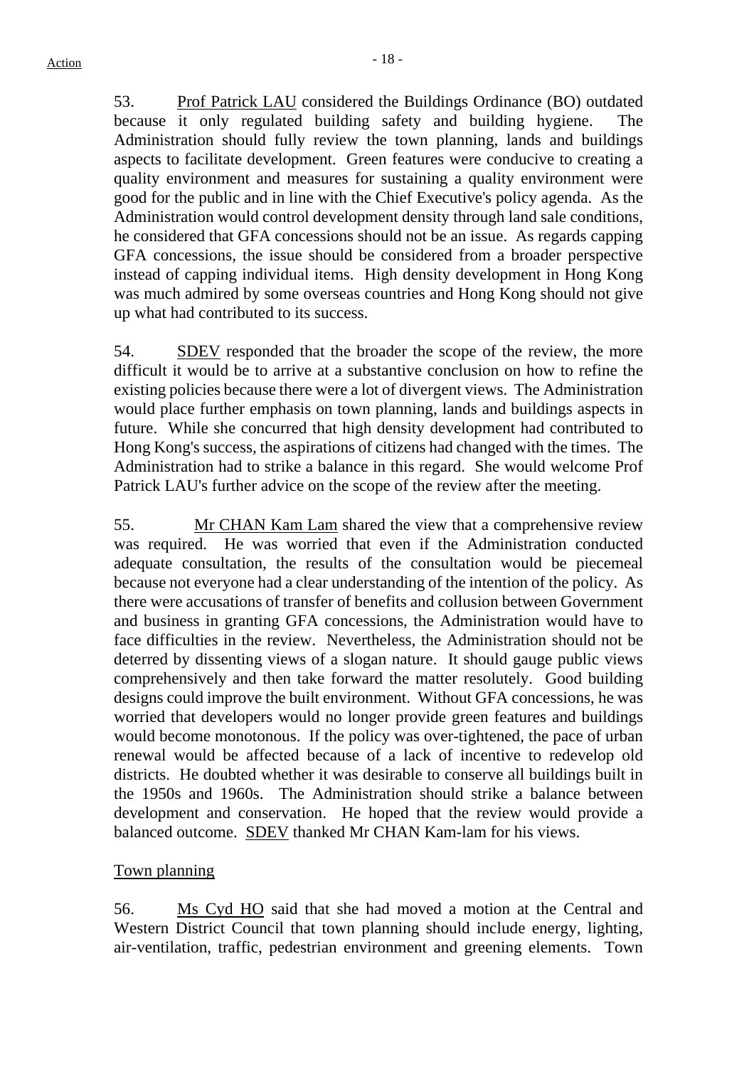53. Prof Patrick LAU considered the Buildings Ordinance (BO) outdated because it only regulated building safety and building hygiene. The Administration should fully review the town planning, lands and buildings aspects to facilitate development. Green features were conducive to creating a quality environment and measures for sustaining a quality environment were good for the public and in line with the Chief Executive's policy agenda. As the Administration would control development density through land sale conditions, he considered that GFA concessions should not be an issue. As regards capping GFA concessions, the issue should be considered from a broader perspective instead of capping individual items. High density development in Hong Kong was much admired by some overseas countries and Hong Kong should not give up what had contributed to its success.

54. SDEV responded that the broader the scope of the review, the more difficult it would be to arrive at a substantive conclusion on how to refine the existing policies because there were a lot of divergent views. The Administration would place further emphasis on town planning, lands and buildings aspects in future. While she concurred that high density development had contributed to Hong Kong's success, the aspirations of citizens had changed with the times. The Administration had to strike a balance in this regard. She would welcome Prof Patrick LAU's further advice on the scope of the review after the meeting.

55. Mr CHAN Kam Lam shared the view that a comprehensive review was required. He was worried that even if the Administration conducted adequate consultation, the results of the consultation would be piecemeal because not everyone had a clear understanding of the intention of the policy. As there were accusations of transfer of benefits and collusion between Government and business in granting GFA concessions, the Administration would have to face difficulties in the review. Nevertheless, the Administration should not be deterred by dissenting views of a slogan nature. It should gauge public views comprehensively and then take forward the matter resolutely. Good building designs could improve the built environment. Without GFA concessions, he was worried that developers would no longer provide green features and buildings would become monotonous. If the policy was over-tightened, the pace of urban renewal would be affected because of a lack of incentive to redevelop old districts. He doubted whether it was desirable to conserve all buildings built in the 1950s and 1960s. The Administration should strike a balance between development and conservation. He hoped that the review would provide a balanced outcome. SDEV thanked Mr CHAN Kam-lam for his views.

Town planning

56. Ms Cyd HO said that she had moved a motion at the Central and Western District Council that town planning should include energy, lighting, air-ventilation, traffic, pedestrian environment and greening elements. Town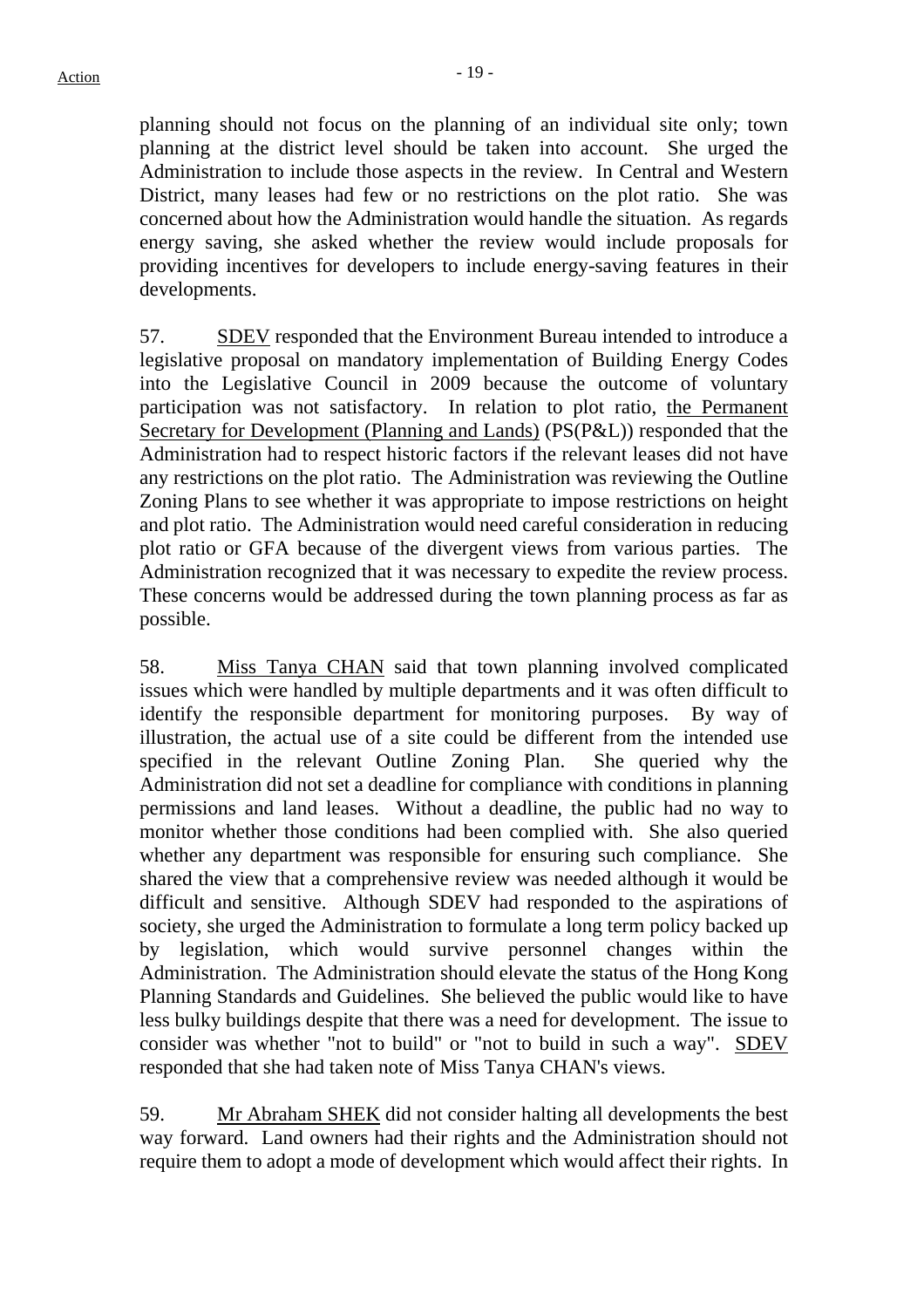planning should not focus on the planning of an individual site only; town planning at the district level should be taken into account. She urged the Administration to include those aspects in the review. In Central and Western District, many leases had few or no restrictions on the plot ratio. She was concerned about how the Administration would handle the situation. As regards energy saving, she asked whether the review would include proposals for providing incentives for developers to include energy-saving features in their developments.

57. SDEV responded that the Environment Bureau intended to introduce a legislative proposal on mandatory implementation of Building Energy Codes into the Legislative Council in 2009 because the outcome of voluntary participation was not satisfactory. In relation to plot ratio, the Permanent Secretary for Development (Planning and Lands) (PS(P&L)) responded that the Administration had to respect historic factors if the relevant leases did not have any restrictions on the plot ratio. The Administration was reviewing the Outline Zoning Plans to see whether it was appropriate to impose restrictions on height and plot ratio. The Administration would need careful consideration in reducing plot ratio or GFA because of the divergent views from various parties. The Administration recognized that it was necessary to expedite the review process. These concerns would be addressed during the town planning process as far as possible.

58. Miss Tanya CHAN said that town planning involved complicated issues which were handled by multiple departments and it was often difficult to identify the responsible department for monitoring purposes. By way of illustration, the actual use of a site could be different from the intended use specified in the relevant Outline Zoning Plan. She queried why the Administration did not set a deadline for compliance with conditions in planning permissions and land leases. Without a deadline, the public had no way to monitor whether those conditions had been complied with. She also queried whether any department was responsible for ensuring such compliance. She shared the view that a comprehensive review was needed although it would be difficult and sensitive. Although SDEV had responded to the aspirations of society, she urged the Administration to formulate a long term policy backed up by legislation, which would survive personnel changes within the Administration. The Administration should elevate the status of the Hong Kong Planning Standards and Guidelines. She believed the public would like to have less bulky buildings despite that there was a need for development. The issue to consider was whether "not to build" or "not to build in such a way". SDEV responded that she had taken note of Miss Tanya CHAN's views.

59. Mr Abraham SHEK did not consider halting all developments the best way forward. Land owners had their rights and the Administration should not require them to adopt a mode of development which would affect their rights. In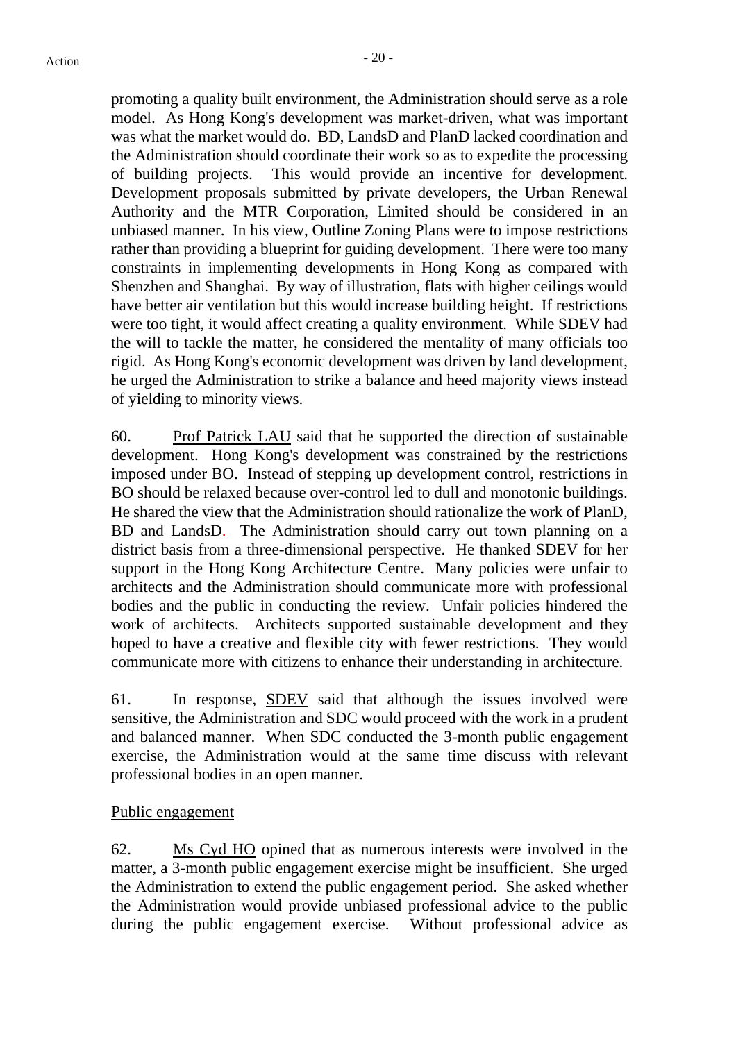promoting a quality built environment, the Administration should serve as a role model. As Hong Kong's development was market-driven, what was important was what the market would do. BD, LandsD and PlanD lacked coordination and the Administration should coordinate their work so as to expedite the processing of building projects. This would provide an incentive for development. Development proposals submitted by private developers, the Urban Renewal Authority and the MTR Corporation, Limited should be considered in an unbiased manner. In his view, Outline Zoning Plans were to impose restrictions rather than providing a blueprint for guiding development. There were too many constraints in implementing developments in Hong Kong as compared with Shenzhen and Shanghai. By way of illustration, flats with higher ceilings would have better air ventilation but this would increase building height. If restrictions were too tight, it would affect creating a quality environment. While SDEV had the will to tackle the matter, he considered the mentality of many officials too rigid. As Hong Kong's economic development was driven by land development, he urged the Administration to strike a balance and heed majority views instead of yielding to minority views.

60. Prof Patrick LAU said that he supported the direction of sustainable development. Hong Kong's development was constrained by the restrictions imposed under BO. Instead of stepping up development control, restrictions in BO should be relaxed because over-control led to dull and monotonic buildings. He shared the view that the Administration should rationalize the work of PlanD, BD and LandsD. The Administration should carry out town planning on a district basis from a three-dimensional perspective. He thanked SDEV for her support in the Hong Kong Architecture Centre. Many policies were unfair to architects and the Administration should communicate more with professional bodies and the public in conducting the review. Unfair policies hindered the work of architects. Architects supported sustainable development and they hoped to have a creative and flexible city with fewer restrictions. They would communicate more with citizens to enhance their understanding in architecture.

61. In response, SDEV said that although the issues involved were sensitive, the Administration and SDC would proceed with the work in a prudent and balanced manner. When SDC conducted the 3-month public engagement exercise, the Administration would at the same time discuss with relevant professional bodies in an open manner.

Public engagement

62. Ms Cyd HO opined that as numerous interests were involved in the matter, a 3-month public engagement exercise might be insufficient. She urged the Administration to extend the public engagement period. She asked whether the Administration would provide unbiased professional advice to the public during the public engagement exercise. Without professional advice as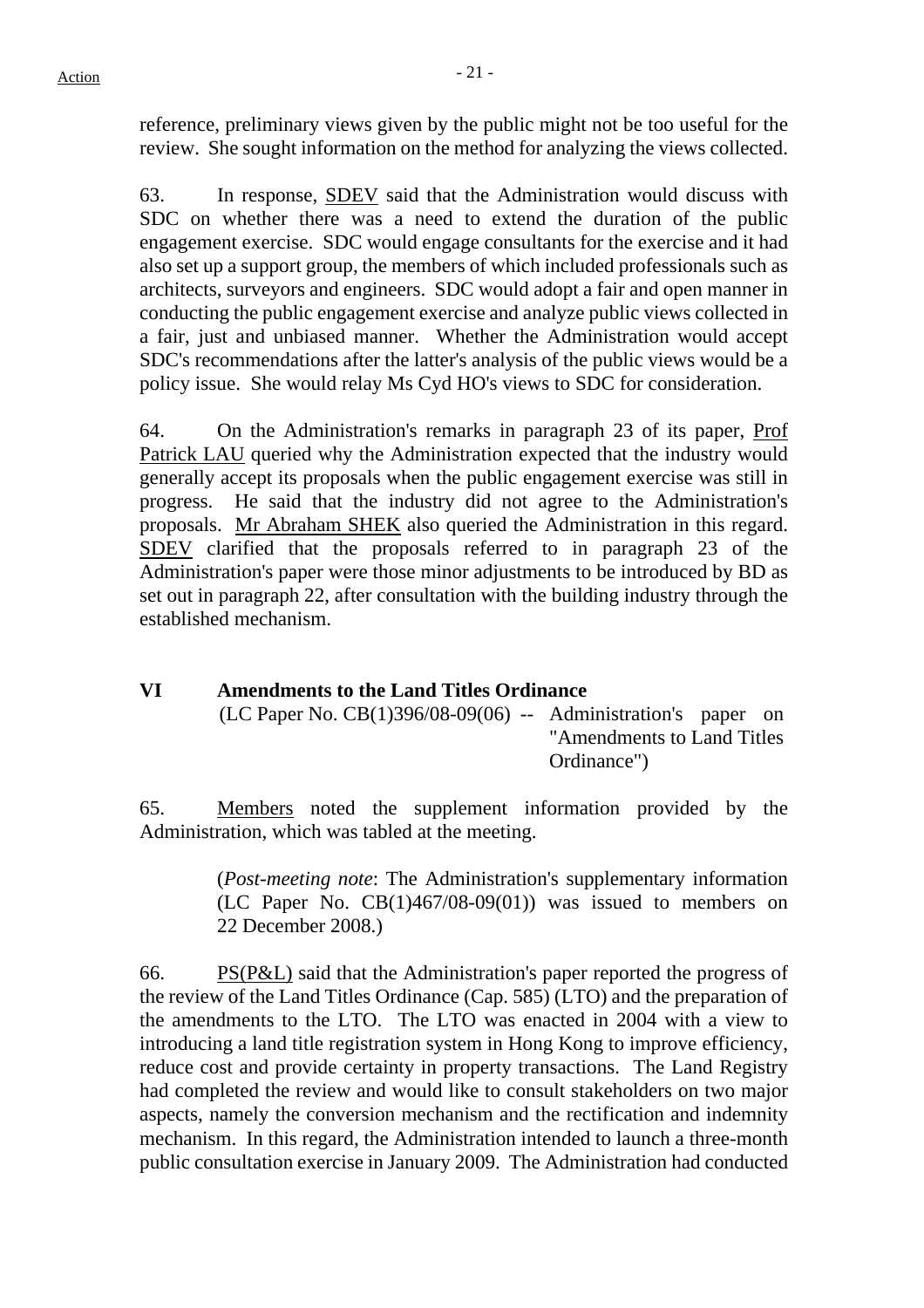reference, preliminary views given by the public might not be too useful for the review. She sought information on the method for analyzing the views collected.

63. In response, SDEV said that the Administration would discuss with SDC on whether there was a need to extend the duration of the public engagement exercise. SDC would engage consultants for the exercise and it had also set up a support group, the members of which included professionals such as architects, surveyors and engineers. SDC would adopt a fair and open manner in conducting the public engagement exercise and analyze public views collected in a fair, just and unbiased manner. Whether the Administration would accept SDC's recommendations after the latter's analysis of the public views would be a policy issue. She would relay Ms Cyd HO's views to SDC for consideration.

64. On the Administration's remarks in paragraph 23 of its paper, Prof Patrick LAU queried why the Administration expected that the industry would generally accept its proposals when the public engagement exercise was still in progress. He said that the industry did not agree to the Administration's proposals. Mr Abraham SHEK also queried the Administration in this regard. SDEV clarified that the proposals referred to in paragraph 23 of the Administration's paper were those minor adjustments to be introduced by BD as set out in paragraph 22, after consultation with the building industry through the established mechanism.

## VI Amendments to the Land Titles Ordinance

(LC Paper No. CB(1)396/08-09(06) -- Administration's paper on "Amendments to Land Titles Ordinance")

65. Members noted the supplement information provided by the Administration, which was tabled at the meeting.

> (*Post-meeting note*: The Administration's supplementary information (LC Paper No. CB(1)467/08-09(01)) was issued to members on 22 December 2008.)

66. PS(P&L) said that the Administration's paper reported the progress of the review of the Land Titles Ordinance (Cap. 585) (LTO) and the preparation of the amendments to the LTO. The LTO was enacted in 2004 with a view to introducing a land title registration system in Hong Kong to improve efficiency, reduce cost and provide certainty in property transactions. The Land Registry had completed the review and would like to consult stakeholders on two major aspects, namely the conversion mechanism and the rectification and indemnity mechanism. In this regard, the Administration intended to launch a three-month public consultation exercise in January 2009. The Administration had conducted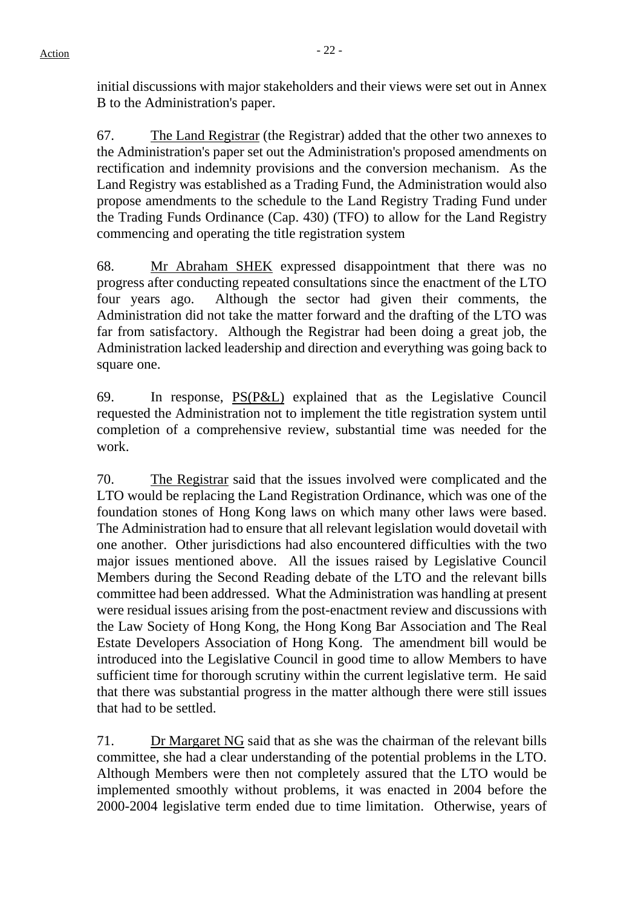initial discussions with major stakeholders and their views were set out in Annex B to the Administration's paper.

67. The Land Registrar (the Registrar) added that the other two annexes to the Administration's paper set out the Administration's proposed amendments on rectification and indemnity provisions and the conversion mechanism. As the Land Registry was established as a Trading Fund, the Administration would also propose amendments to the schedule to the Land Registry Trading Fund under the Trading Funds Ordinance (Cap. 430) (TFO) to allow for the Land Registry commencing and operating the title registration system

68. Mr Abraham SHEK expressed disappointment that there was no progress after conducting repeated consultations since the enactment of the LTO four years ago. Although the sector had given their comments, the Administration did not take the matter forward and the drafting of the LTO was far from satisfactory. Although the Registrar had been doing a great job, the Administration lacked leadership and direction and everything was going back to square one.

69. In response, PS(P&L) explained that as the Legislative Council requested the Administration not to implement the title registration system until completion of a comprehensive review, substantial time was needed for the work.

70. The Registrar said that the issues involved were complicated and the LTO would be replacing the Land Registration Ordinance, which was one of the foundation stones of Hong Kong laws on which many other laws were based. The Administration had to ensure that all relevant legislation would dovetail with one another. Other jurisdictions had also encountered difficulties with the two major issues mentioned above. All the issues raised by Legislative Council Members during the Second Reading debate of the LTO and the relevant bills committee had been addressed. What the Administration was handling at present were residual issues arising from the post-enactment review and discussions with the Law Society of Hong Kong, the Hong Kong Bar Association and The Real Estate Developers Association of Hong Kong. The amendment bill would be introduced into the Legislative Council in good time to allow Members to have sufficient time for thorough scrutiny within the current legislative term. He said that there was substantial progress in the matter although there were still issues that had to be settled.

71. Dr Margaret NG said that as she was the chairman of the relevant bills committee, she had a clear understanding of the potential problems in the LTO. Although Members were then not completely assured that the LTO would be implemented smoothly without problems, it was enacted in 2004 before the 2000-2004 legislative term ended due to time limitation. Otherwise, years of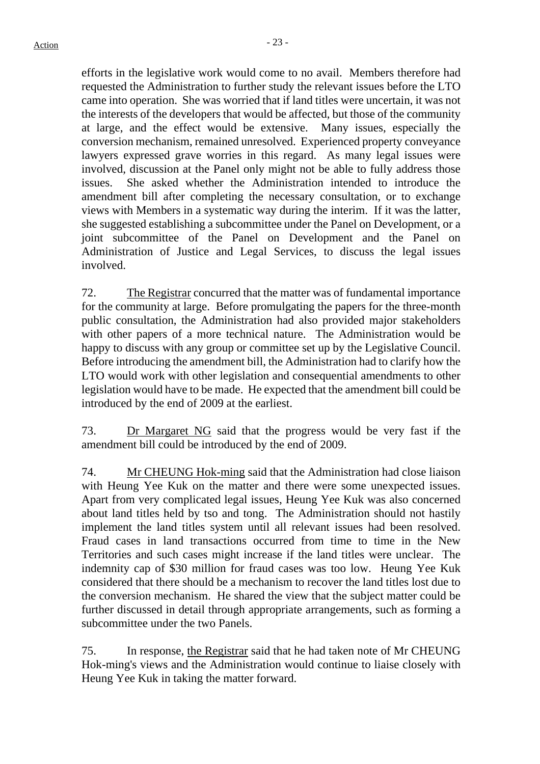efforts in the legislative work would come to no avail. Members therefore had requested the Administration to further study the relevant issues before the LTO came into operation. She was worried that if land titles were uncertain, it was not the interests of the developers that would be affected, but those of the community at large, and the effect would be extensive. Many issues, especially the conversion mechanism, remained unresolved. Experienced property conveyance lawyers expressed grave worries in this regard. As many legal issues were involved, discussion at the Panel only might not be able to fully address those issues. She asked whether the Administration intended to introduce the amendment bill after completing the necessary consultation, or to exchange views with Members in a systematic way during the interim. If it was the latter, she suggested establishing a subcommittee under the Panel on Development, or a joint subcommittee of the Panel on Development and the Panel on Administration of Justice and Legal Services, to discuss the legal issues involved.

72. The Registrar concurred that the matter was of fundamental importance for the community at large. Before promulgating the papers for the three-month public consultation, the Administration had also provided major stakeholders with other papers of a more technical nature. The Administration would be happy to discuss with any group or committee set up by the Legislative Council. Before introducing the amendment bill, the Administration had to clarify how the LTO would work with other legislation and consequential amendments to other legislation would have to be made. He expected that the amendment bill could be introduced by the end of 2009 at the earliest.

73. Dr Margaret NG said that the progress would be very fast if the amendment bill could be introduced by the end of 2009.

74. Mr CHEUNG Hok-ming said that the Administration had close liaison with Heung Yee Kuk on the matter and there were some unexpected issues. Apart from very complicated legal issues, Heung Yee Kuk was also concerned about land titles held by tso and tong. The Administration should not hastily implement the land titles system until all relevant issues had been resolved. Fraud cases in land transactions occurred from time to time in the New Territories and such cases might increase if the land titles were unclear. The indemnity cap of $30 million for fraud cases was too low. Heung Yee Kuk considered that there should be a mechanism to recover the land titles lost due to the conversion mechanism. He shared the view that the subject matter could be further discussed in detail through appropriate arrangements, such as forming a subcommittee under the two Panels.

75. In response, the Registrar said that he had taken note of Mr CHEUNG Hok-ming's views and the Administration would continue to liaise closely with Heung Yee Kuk in taking the matter forward.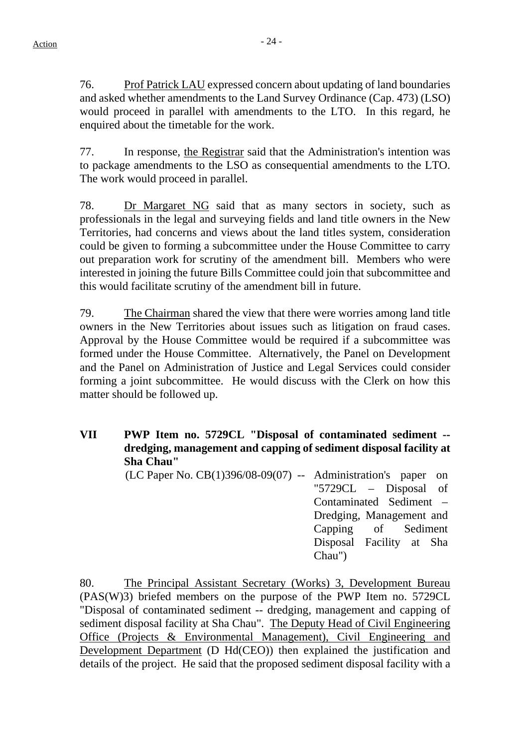76. Prof Patrick LAU expressed concern about updating of land boundaries and asked whether amendments to the Land Survey Ordinance (Cap. 473) (LSO) would proceed in parallel with amendments to the LTO. In this regard, he enquired about the timetable for the work.

77. In response, the Registrar said that the Administration's intention was to package amendments to the LSO as consequential amendments to the LTO. The work would proceed in parallel.

78. Dr Margaret NG said that as many sectors in society, such as professionals in the legal and surveying fields and land title owners in the New Territories, had concerns and views about the land titles system, consideration could be given to forming a subcommittee under the House Committee to carry out preparation work for scrutiny of the amendment bill. Members who were interested in joining the future Bills Committee could join that subcommittee and this would facilitate scrutiny of the amendment bill in future.

79. The Chairman shared the view that there were worries among land title owners in the New Territories about issues such as litigation on fraud cases. Approval by the House Committee would be required if a subcommittee was formed under the House Committee. Alternatively, the Panel on Development and the Panel on Administration of Justice and Legal Services could consider forming a joint subcommittee. He would discuss with the Clerk on how this matter should be followed up.

## VII PWP Item no. 5729CL "Disposal of contaminated sediment -- dredging, management and capping of sediment disposal facility at Sha Chau"

(LC Paper No. CB(1)396/08-09(07) -- Administration's paper on "5729CL – Disposal of Contaminated Sediment – Dredging, Management and Capping of Sediment Disposal Facility at Sha Chau")

80. The Principal Assistant Secretary (Works) 3, Development Bureau (PAS(W)3) briefed members on the purpose of the PWP Item no. 5729CL "Disposal of contaminated sediment -- dredging, management and capping of sediment disposal facility at Sha Chau". The Deputy Head of Civil Engineering Office (Projects & Environmental Management), Civil Engineering and Development Department (D Hd(CEO)) then explained the justification and details of the project. He said that the proposed sediment disposal facility with a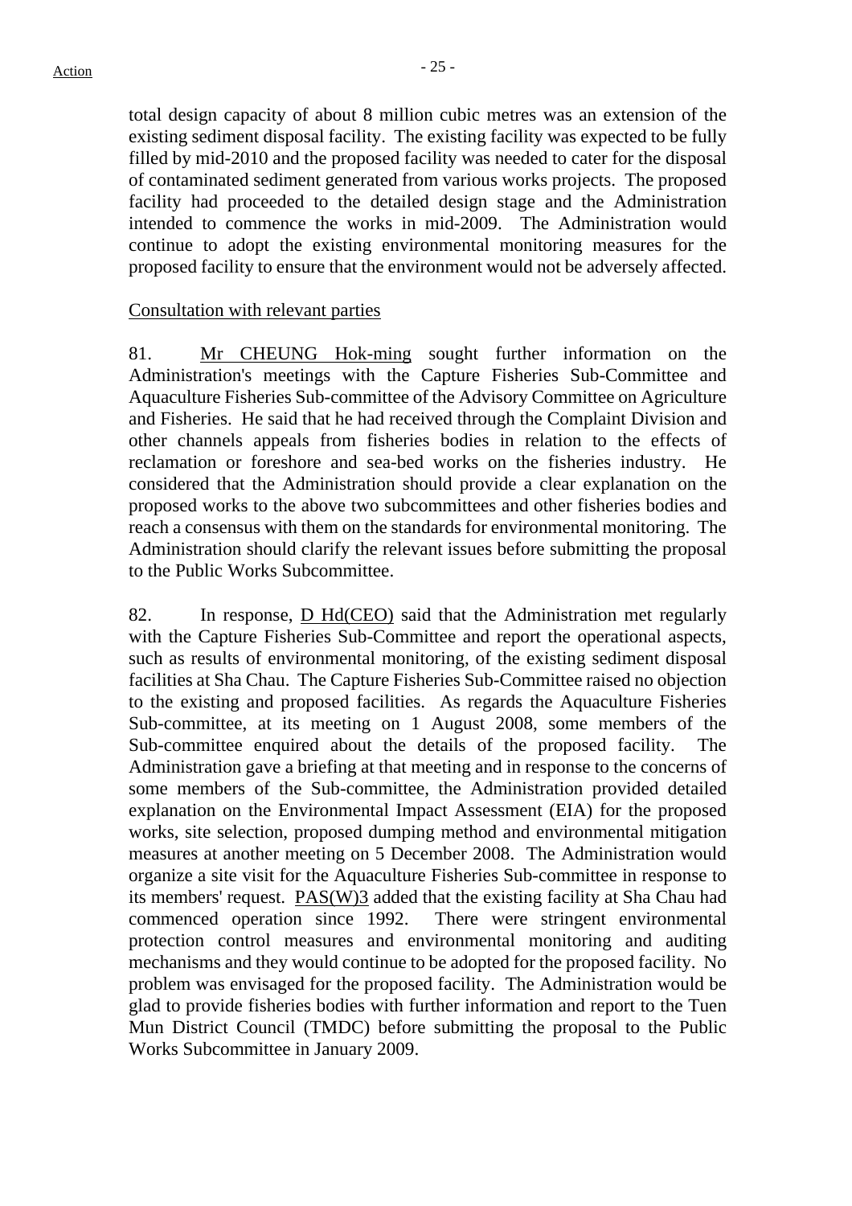total design capacity of about 8 million cubic metres was an extension of the existing sediment disposal facility. The existing facility was expected to be fully filled by mid-2010 and the proposed facility was needed to cater for the disposal of contaminated sediment generated from various works projects. The proposed facility had proceeded to the detailed design stage and the Administration intended to commence the works in mid-2009. The Administration would continue to adopt the existing environmental monitoring measures for the proposed facility to ensure that the environment would not be adversely affected.

Consultation with relevant parties

81. Mr CHEUNG Hok-ming sought further information on the Administration's meetings with the Capture Fisheries Sub-Committee and Aquaculture Fisheries Sub-committee of the Advisory Committee on Agriculture and Fisheries. He said that he had received through the Complaint Division and other channels appeals from fisheries bodies in relation to the effects of reclamation or foreshore and sea-bed works on the fisheries industry. He considered that the Administration should provide a clear explanation on the proposed works to the above two subcommittees and other fisheries bodies and reach a consensus with them on the standards for environmental monitoring. The Administration should clarify the relevant issues before submitting the proposal to the Public Works Subcommittee.

82. In response, D Hd(CEO) said that the Administration met regularly with the Capture Fisheries Sub-Committee and report the operational aspects, such as results of environmental monitoring, of the existing sediment disposal facilities at Sha Chau. The Capture Fisheries Sub-Committee raised no objection to the existing and proposed facilities. As regards the Aquaculture Fisheries Sub-committee, at its meeting on 1 August 2008, some members of the Sub-committee enquired about the details of the proposed facility. The Administration gave a briefing at that meeting and in response to the concerns of some members of the Sub-committee, the Administration provided detailed explanation on the Environmental Impact Assessment (EIA) for the proposed works, site selection, proposed dumping method and environmental mitigation measures at another meeting on 5 December 2008. The Administration would organize a site visit for the Aquaculture Fisheries Sub-committee in response to its members' request. PAS(W)3 added that the existing facility at Sha Chau had commenced operation since 1992. There were stringent environmental protection control measures and environmental monitoring and auditing mechanisms and they would continue to be adopted for the proposed facility. No problem was envisaged for the proposed facility. The Administration would be glad to provide fisheries bodies with further information and report to the Tuen Mun District Council (TMDC) before submitting the proposal to the Public Works Subcommittee in January 2009.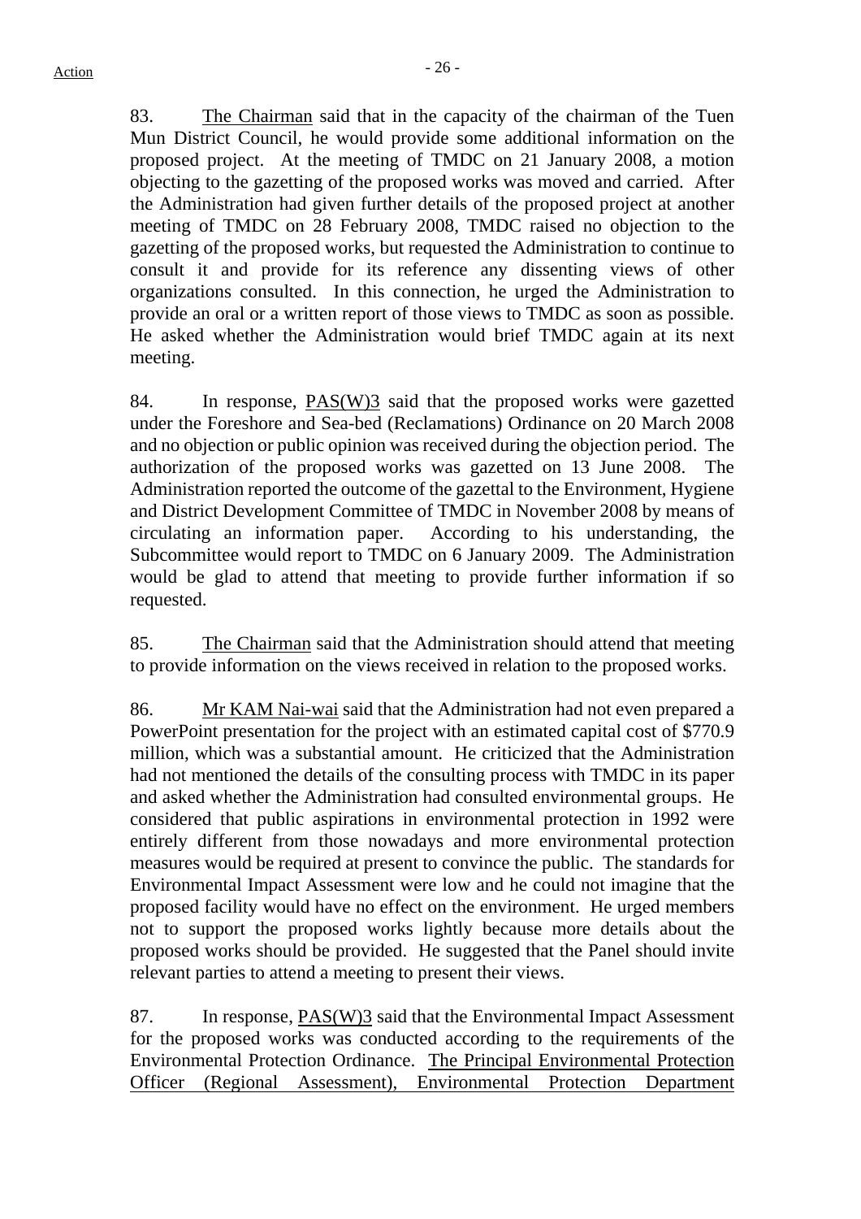Action

83. The Chairman said that in the capacity of the chairman of the Tuen Mun District Council, he would provide some additional information on the proposed project. At the meeting of TMDC on 21 January 2008, a motion objecting to the gazetting of the proposed works was moved and carried. After the Administration had given further details of the proposed project at another meeting of TMDC on 28 February 2008, TMDC raised no objection to the gazetting of the proposed works, but requested the Administration to continue to consult it and provide for its reference any dissenting views of other organizations consulted. In this connection, he urged the Administration to provide an oral or a written report of those views to TMDC as soon as possible. He asked whether the Administration would brief TMDC again at its next meeting.

84. In response, PAS(W)3 said that the proposed works were gazetted under the Foreshore and Sea-bed (Reclamations) Ordinance on 20 March 2008 and no objection or public opinion was received during the objection period. The authorization of the proposed works was gazetted on 13 June 2008. The Administration reported the outcome of the gazettal to the Environment, Hygiene and District Development Committee of TMDC in November 2008 by means of circulating an information paper. According to his understanding, the Subcommittee would report to TMDC on 6 January 2009. The Administration would be glad to attend that meeting to provide further information if so requested.

85. The Chairman said that the Administration should attend that meeting to provide information on the views received in relation to the proposed works.

86. Mr KAM Nai-wai said that the Administration had not even prepared a PowerPoint presentation for the project with an estimated capital cost of $770.9 million, which was a substantial amount. He criticized that the Administration had not mentioned the details of the consulting process with TMDC in its paper and asked whether the Administration had consulted environmental groups. He considered that public aspirations in environmental protection in 1992 were entirely different from those nowadays and more environmental protection measures would be required at present to convince the public. The standards for Environmental Impact Assessment were low and he could not imagine that the proposed facility would have no effect on the environment. He urged members not to support the proposed works lightly because more details about the proposed works should be provided. He suggested that the Panel should invite relevant parties to attend a meeting to present their views.

87. In response, PAS(W)3 said that the Environmental Impact Assessment for the proposed works was conducted according to the requirements of the Environmental Protection Ordinance. The Principal Environmental Protection Officer (Regional Assessment), Environmental Protection Department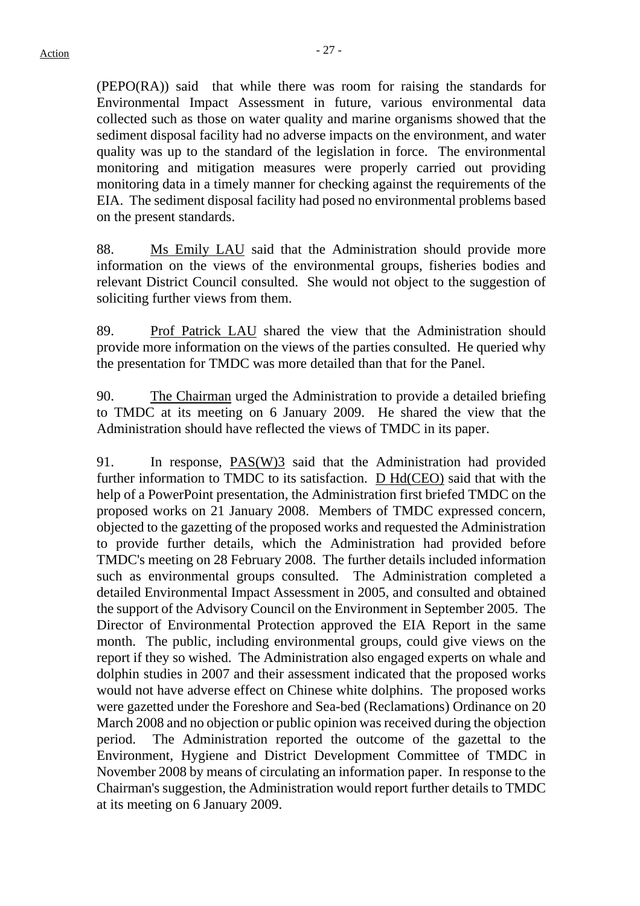(PEPO(RA)) said that while there was room for raising the standards for Environmental Impact Assessment in future, various environmental data collected such as those on water quality and marine organisms showed that the sediment disposal facility had no adverse impacts on the environment, and water quality was up to the standard of the legislation in force. The environmental monitoring and mitigation measures were properly carried out providing monitoring data in a timely manner for checking against the requirements of the EIA. The sediment disposal facility had posed no environmental problems based on the present standards.

88. Ms Emily LAU said that the Administration should provide more information on the views of the environmental groups, fisheries bodies and relevant District Council consulted. She would not object to the suggestion of soliciting further views from them.

89. Prof Patrick LAU shared the view that the Administration should provide more information on the views of the parties consulted. He queried why the presentation for TMDC was more detailed than that for the Panel.

90. The Chairman urged the Administration to provide a detailed briefing to TMDC at its meeting on 6 January 2009. He shared the view that the Administration should have reflected the views of TMDC in its paper.

91. In response, PAS(W)3 said that the Administration had provided further information to TMDC to its satisfaction. D Hd(CEO) said that with the help of a PowerPoint presentation, the Administration first briefed TMDC on the proposed works on 21 January 2008. Members of TMDC expressed concern, objected to the gazetting of the proposed works and requested the Administration to provide further details, which the Administration had provided before TMDC's meeting on 28 February 2008. The further details included information such as environmental groups consulted. The Administration completed a detailed Environmental Impact Assessment in 2005, and consulted and obtained the support of the Advisory Council on the Environment in September 2005. The Director of Environmental Protection approved the EIA Report in the same month. The public, including environmental groups, could give views on the report if they so wished. The Administration also engaged experts on whale and dolphin studies in 2007 and their assessment indicated that the proposed works would not have adverse effect on Chinese white dolphins. The proposed works were gazetted under the Foreshore and Sea-bed (Reclamations) Ordinance on 20 March 2008 and no objection or public opinion was received during the objection period. The Administration reported the outcome of the gazettal to the Environment, Hygiene and District Development Committee of TMDC in November 2008 by means of circulating an information paper. In response to the Chairman's suggestion, the Administration would report further details to TMDC at its meeting on 6 January 2009.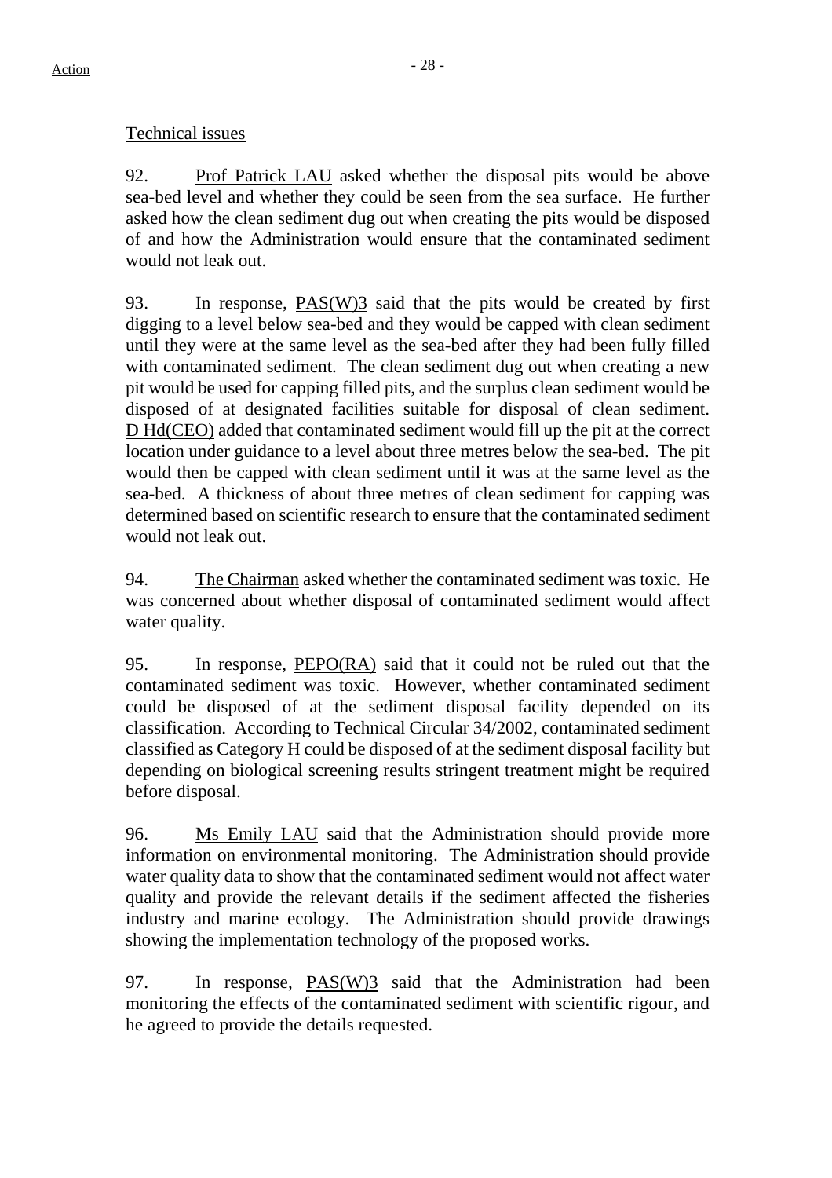Technical issues

92. Prof Patrick LAU asked whether the disposal pits would be above sea-bed level and whether they could be seen from the sea surface. He further asked how the clean sediment dug out when creating the pits would be disposed of and how the Administration would ensure that the contaminated sediment would not leak out.

93. In response, PAS(W)3 said that the pits would be created by first digging to a level below sea-bed and they would be capped with clean sediment until they were at the same level as the sea-bed after they had been fully filled with contaminated sediment. The clean sediment dug out when creating a new pit would be used for capping filled pits, and the surplus clean sediment would be disposed of at designated facilities suitable for disposal of clean sediment. D Hd(CEO) added that contaminated sediment would fill up the pit at the correct location under guidance to a level about three metres below the sea-bed. The pit would then be capped with clean sediment until it was at the same level as the sea-bed. A thickness of about three metres of clean sediment for capping was determined based on scientific research to ensure that the contaminated sediment would not leak out.

94. The Chairman asked whether the contaminated sediment was toxic. He was concerned about whether disposal of contaminated sediment would affect water quality.

95. In response, PEPO(RA) said that it could not be ruled out that the contaminated sediment was toxic. However, whether contaminated sediment could be disposed of at the sediment disposal facility depended on its classification. According to Technical Circular 34/2002, contaminated sediment classified as Category H could be disposed of at the sediment disposal facility but depending on biological screening results stringent treatment might be required before disposal.

96. Ms Emily LAU said that the Administration should provide more information on environmental monitoring. The Administration should provide water quality data to show that the contaminated sediment would not affect water quality and provide the relevant details if the sediment affected the fisheries industry and marine ecology. The Administration should provide drawings showing the implementation technology of the proposed works.

97. In response, PAS(W)3 said that the Administration had been monitoring the effects of the contaminated sediment with scientific rigour, and he agreed to provide the details requested.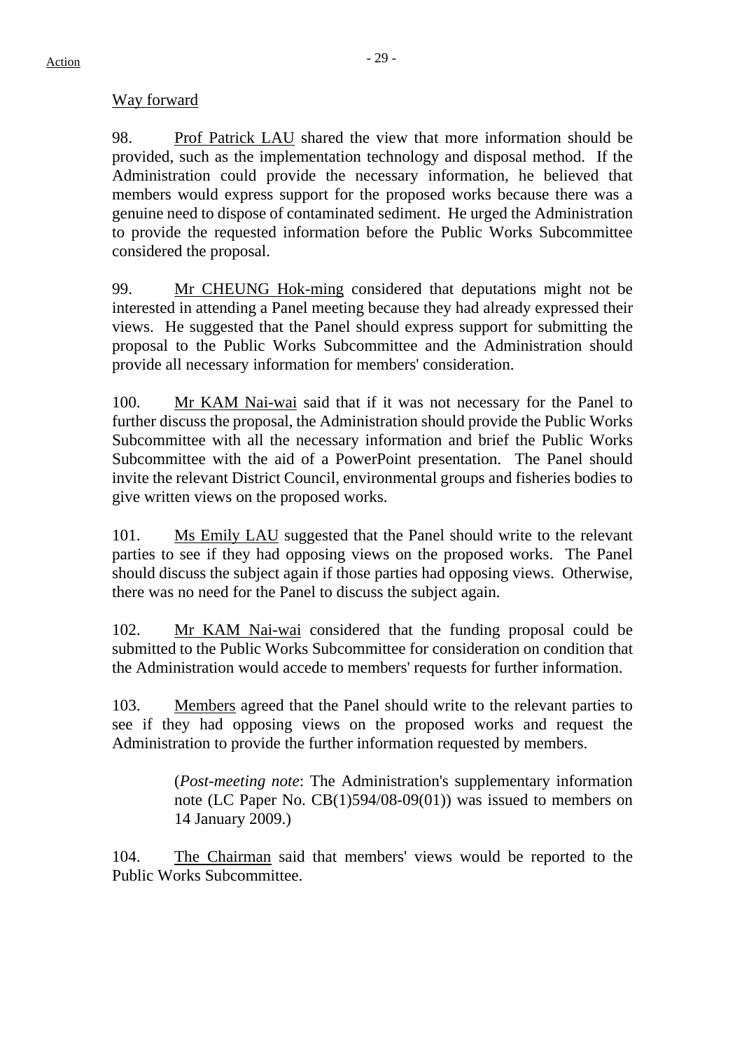Way forward

98. Prof Patrick LAU shared the view that more information should be provided, such as the implementation technology and disposal method. If the Administration could provide the necessary information, he believed that members would express support for the proposed works because there was a genuine need to dispose of contaminated sediment. He urged the Administration to provide the requested information before the Public Works Subcommittee considered the proposal.

99. Mr CHEUNG Hok-ming considered that deputations might not be interested in attending a Panel meeting because they had already expressed their views. He suggested that the Panel should express support for submitting the proposal to the Public Works Subcommittee and the Administration should provide all necessary information for members' consideration.

100. Mr KAM Nai-wai said that if it was not necessary for the Panel to further discuss the proposal, the Administration should provide the Public Works Subcommittee with all the necessary information and brief the Public Works Subcommittee with the aid of a PowerPoint presentation. The Panel should invite the relevant District Council, environmental groups and fisheries bodies to give written views on the proposed works.

101. Ms Emily LAU suggested that the Panel should write to the relevant parties to see if they had opposing views on the proposed works. The Panel should discuss the subject again if those parties had opposing views. Otherwise, there was no need for the Panel to discuss the subject again.

102. Mr KAM Nai-wai considered that the funding proposal could be submitted to the Public Works Subcommittee for consideration on condition that the Administration would accede to members' requests for further information.

103. Members agreed that the Panel should write to the relevant parties to see if they had opposing views on the proposed works and request the Administration to provide the further information requested by members.

> (*Post-meeting note*: The Administration's supplementary information note (LC Paper No. CB(1)594/08-09(01)) was issued to members on 14 January 2009.)

104. The Chairman said that members' views would be reported to the Public Works Subcommittee.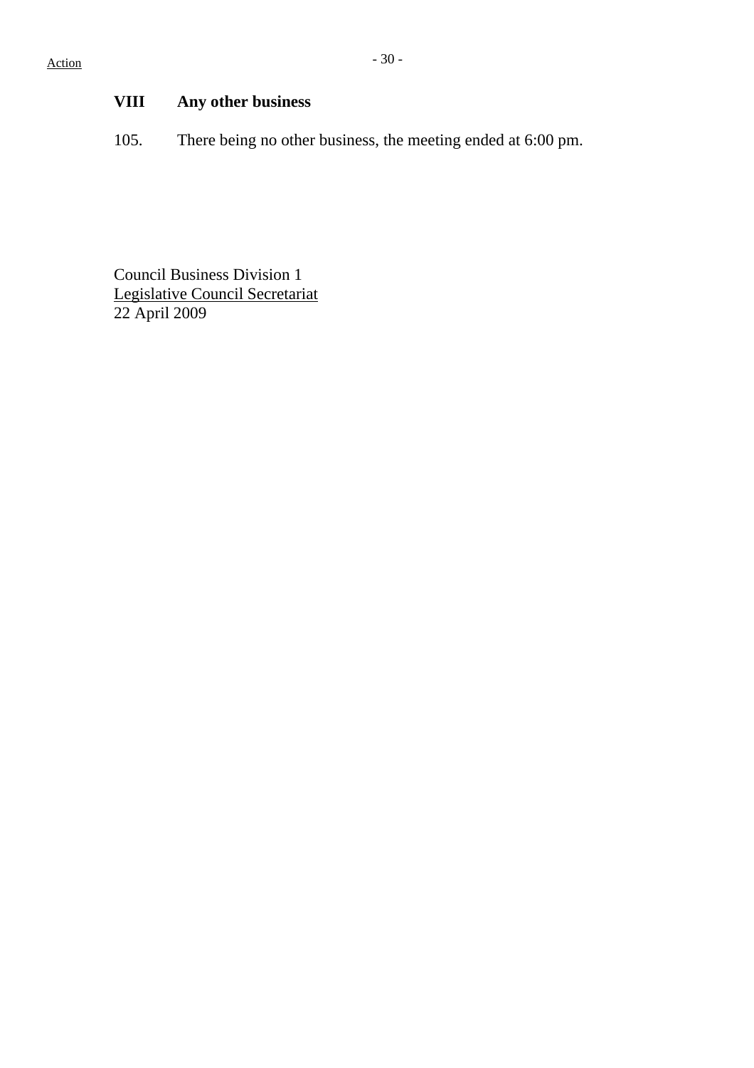Action

## VIII Any other business

105. There being no other business, the meeting ended at 6:00 pm.

Council Business Division 1
Legislative Council Secretariat
22 April 2009